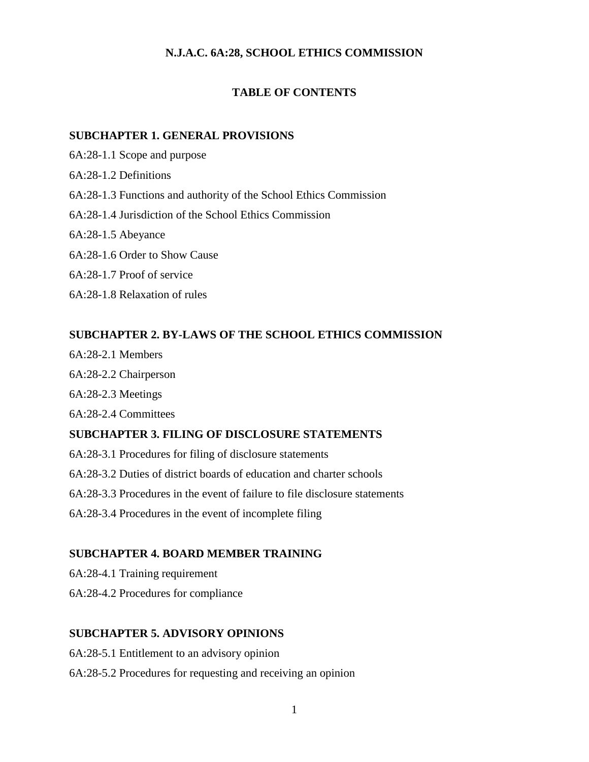# N.J.A.C. 6A:28, SCHOOL ETHICS COMMISSION

## TABLE OF CONTENTS

### SUBCHAPTER 1. GENERAL PROVISIONS

6A:28-1.1 Scope and purpose

6A:28-1.2 Definitions

6A:28-1.3 Functions and authority of the School Ethics Commission

6A:28-1.4 Jurisdiction of the School Ethics Commission

6A:28-1.5 Abeyance

6A:28-1.6 Order to Show Cause

6A:28-1.7 Proof of service

6A:28-1.8 Relaxation of rules

### SUBCHAPTER 2. BY-LAWS OF THE SCHOOL ETHICS COMMISSION

6A:28-2.1 Members

6A:28-2.2 Chairperson

6A:28-2.3 Meetings

6A:28-2.4 Committees

### SUBCHAPTER 3. FILING OF DISCLOSURE STATEMENTS

6A:28-3.1 Procedures for filing of disclosure statements

6A:28-3.2 Duties of district boards of education and charter schools

6A:28-3.3 Procedures in the event of failure to file disclosure statements

6A:28-3.4 Procedures in the event of incomplete filing

### SUBCHAPTER 4. BOARD MEMBER TRAINING

6A:28-4.1 Training requirement

6A:28-4.2 Procedures for compliance

### SUBCHAPTER 5. ADVISORY OPINIONS

6A:28-5.1 Entitlement to an advisory opinion

6A:28-5.2 Procedures for requesting and receiving an opinion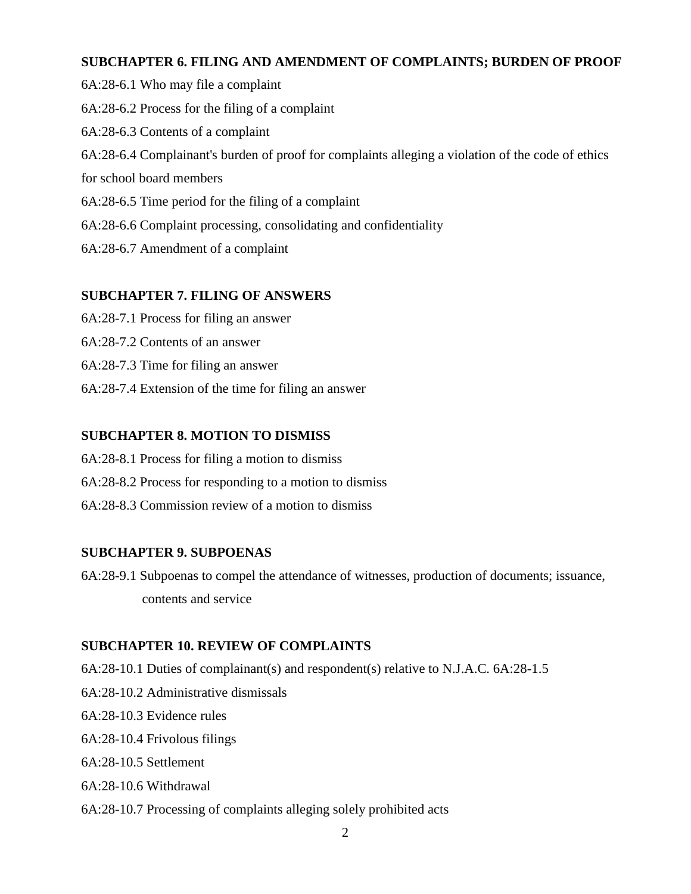**SUBCHAPTER 6. FILING AND AMENDMENT OF COMPLAINTS; BURDEN OF PROOF**

6A:28-6.1 Who may file a complaint

6A:28-6.2 Process for the filing of a complaint

6A:28-6.3 Contents of a complaint

6A:28-6.4 Complainant's burden of proof for complaints alleging a violation of the code of ethics for school board members

6A:28-6.5 Time period for the filing of a complaint

6A:28-6.6 Complaint processing, consolidating and confidentiality

6A:28-6.7 Amendment of a complaint

**SUBCHAPTER 7. FILING OF ANSWERS**

6A:28-7.1 Process for filing an answer

6A:28-7.2 Contents of an answer

6A:28-7.3 Time for filing an answer

6A:28-7.4 Extension of the time for filing an answer

**SUBCHAPTER 8. MOTION TO DISMISS**

6A:28-8.1 Process for filing a motion to dismiss

6A:28-8.2 Process for responding to a motion to dismiss

6A:28-8.3 Commission review of a motion to dismiss

**SUBCHAPTER 9. SUBPOENAS**

6A:28-9.1 Subpoenas to compel the attendance of witnesses, production of documents; issuance, contents and service

**SUBCHAPTER 10. REVIEW OF COMPLAINTS**

6A:28-10.1 Duties of complainant(s) and respondent(s) relative to N.J.A.C. 6A:28-1.5

6A:28-10.2 Administrative dismissals

6A:28-10.3 Evidence rules

6A:28-10.4 Frivolous filings

6A:28-10.5 Settlement

6A:28-10.6 Withdrawal

6A:28-10.7 Processing of complaints alleging solely prohibited acts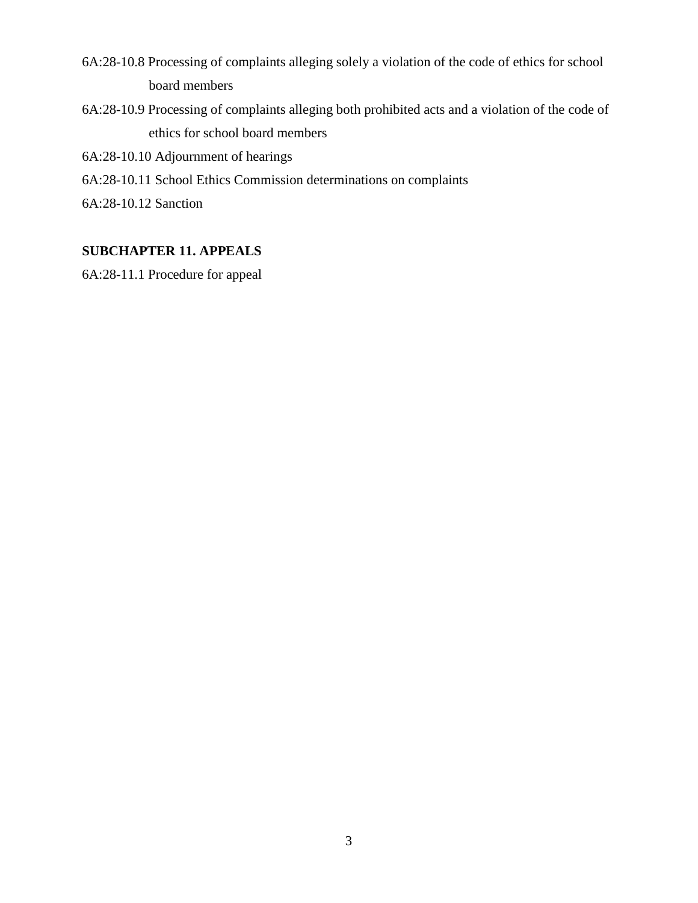6A:28-10.8 Processing of complaints alleging solely a violation of the code of ethics for school board members

6A:28-10.9 Processing of complaints alleging both prohibited acts and a violation of the code of ethics for school board members

6A:28-10.10 Adjournment of hearings

6A:28-10.11 School Ethics Commission determinations on complaints

6A:28-10.12 Sanction

**SUBCHAPTER 11. APPEALS**

6A:28-11.1 Procedure for appeal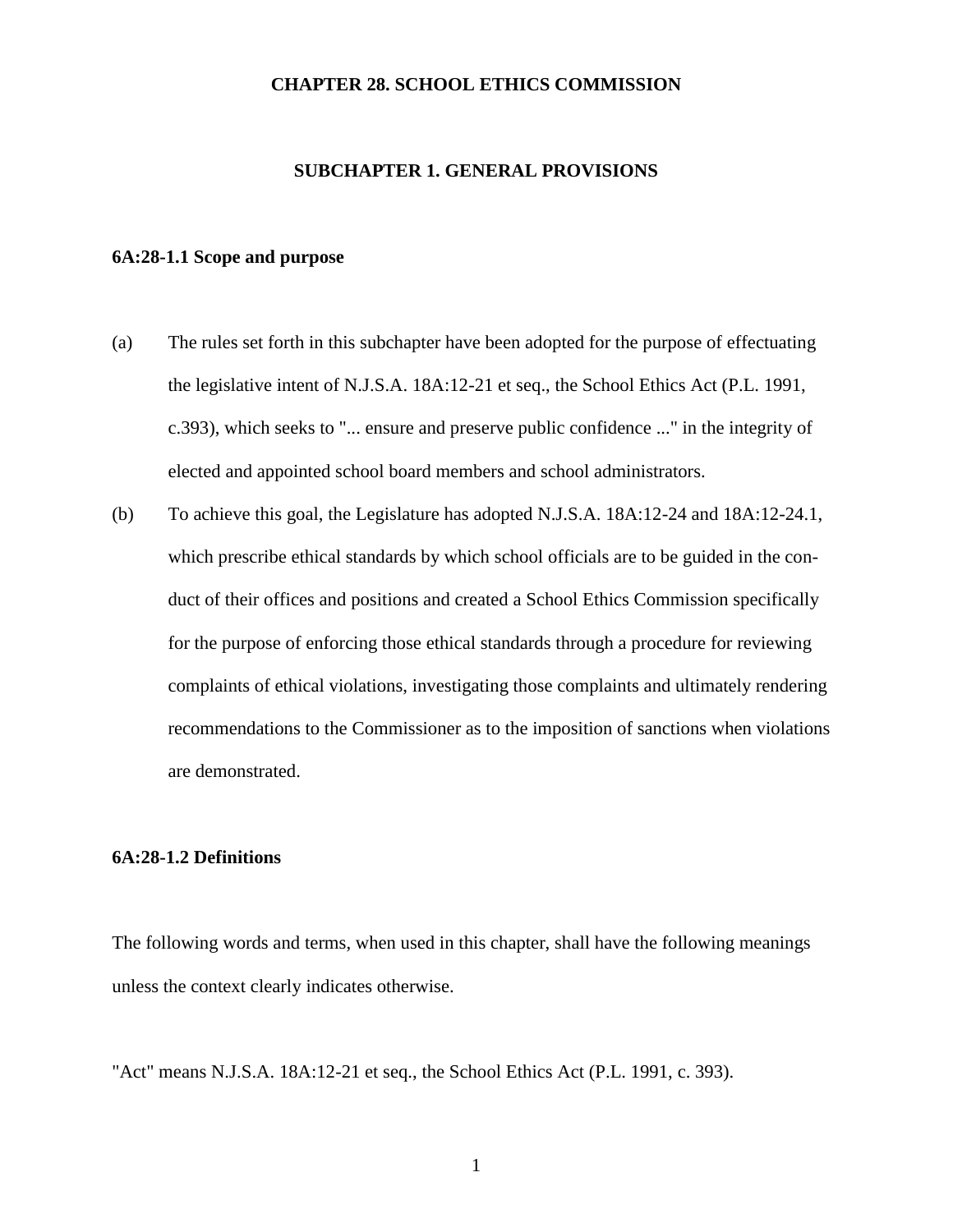# CHAPTER 28. SCHOOL ETHICS COMMISSION

## SUBCHAPTER 1. GENERAL PROVISIONS

### 6A:28-1.1 Scope and purpose

(a) The rules set forth in this subchapter have been adopted for the purpose of effectuating the legislative intent of N.J.S.A. 18A:12-21 et seq., the School Ethics Act (P.L. 1991, c.393), which seeks to "... ensure and preserve public confidence ..." in the integrity of elected and appointed school board members and school administrators.

(b) To achieve this goal, the Legislature has adopted N.J.S.A. 18A:12-24 and 18A:12-24.1, which prescribe ethical standards by which school officials are to be guided in the conduct of their offices and positions and created a School Ethics Commission specifically for the purpose of enforcing those ethical standards through a procedure for reviewing complaints of ethical violations, investigating those complaints and ultimately rendering recommendations to the Commissioner as to the imposition of sanctions when violations are demonstrated.

### 6A:28-1.2 Definitions

The following words and terms, when used in this chapter, shall have the following meanings unless the context clearly indicates otherwise.

"Act" means N.J.S.A. 18A:12-21 et seq., the School Ethics Act (P.L. 1991, c. 393).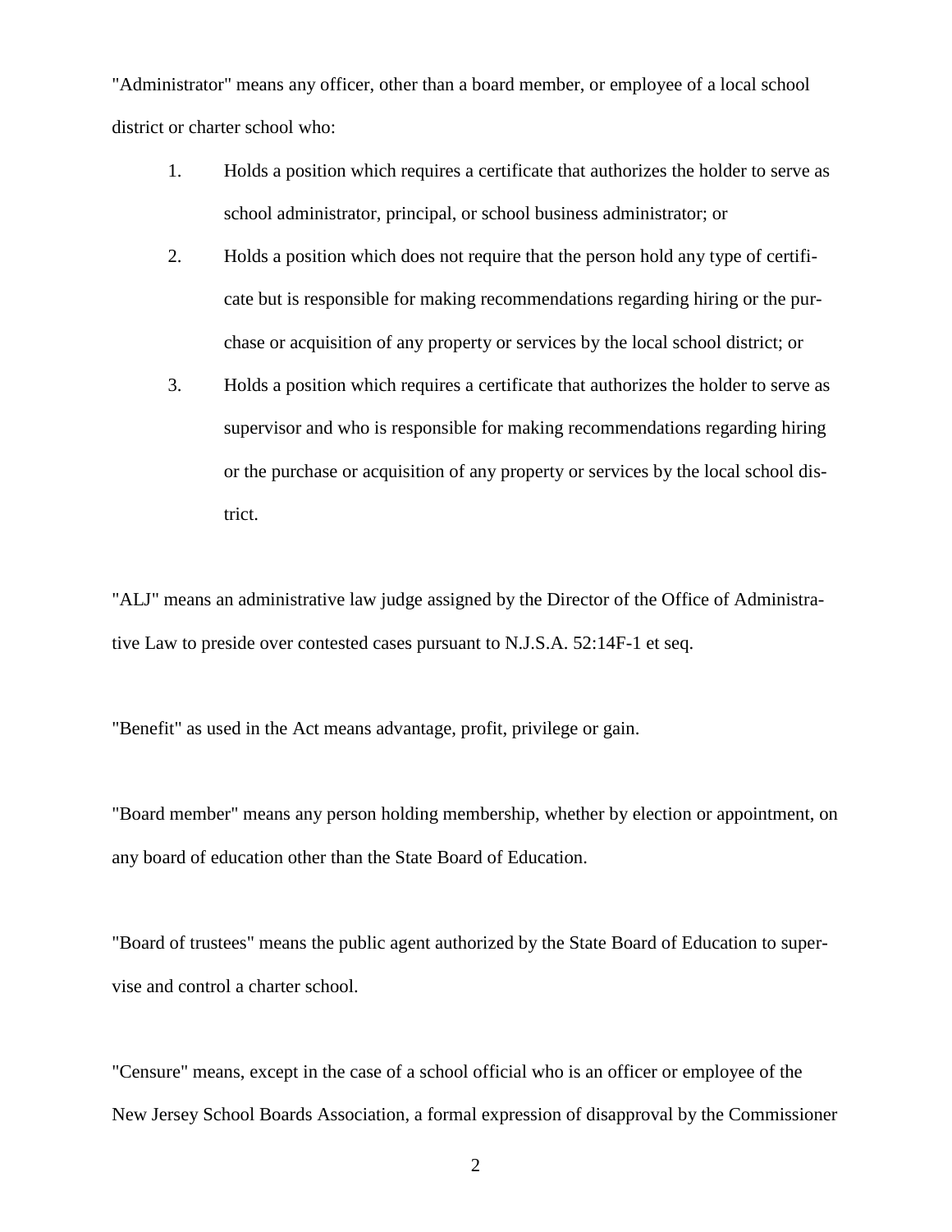"Administrator" means any officer, other than a board member, or employee of a local school district or charter school who:

1. Holds a position which requires a certificate that authorizes the holder to serve as school administrator, principal, or school business administrator; or
2. Holds a position which does not require that the person hold any type of certificate but is responsible for making recommendations regarding hiring or the purchase or acquisition of any property or services by the local school district; or
3. Holds a position which requires a certificate that authorizes the holder to serve as supervisor and who is responsible for making recommendations regarding hiring or the purchase or acquisition of any property or services by the local school district.

"ALJ" means an administrative law judge assigned by the Director of the Office of Administrative Law to preside over contested cases pursuant to N.J.S.A. 52:14F-1 et seq.

"Benefit" as used in the Act means advantage, profit, privilege or gain.

"Board member" means any person holding membership, whether by election or appointment, on any board of education other than the State Board of Education.

"Board of trustees" means the public agent authorized by the State Board of Education to supervise and control a charter school.

"Censure" means, except in the case of a school official who is an officer or employee of the New Jersey School Boards Association, a formal expression of disapproval by the Commissioner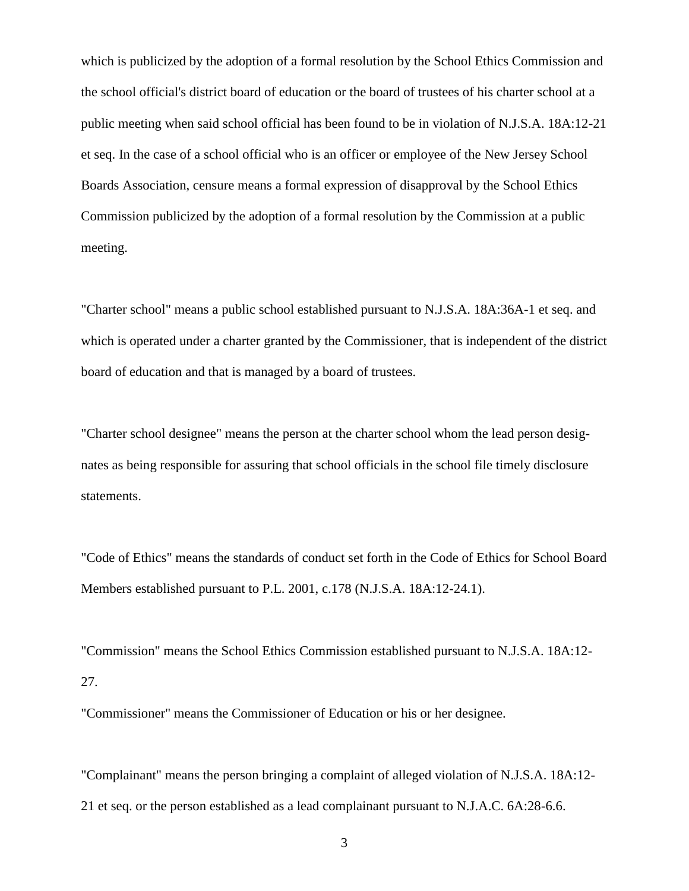which is publicized by the adoption of a formal resolution by the School Ethics Commission and the school official's district board of education or the board of trustees of his charter school at a public meeting when said school official has been found to be in violation of N.J.S.A. 18A:12-21 et seq. In the case of a school official who is an officer or employee of the New Jersey School Boards Association, censure means a formal expression of disapproval by the School Ethics Commission publicized by the adoption of a formal resolution by the Commission at a public meeting.

"Charter school" means a public school established pursuant to N.J.S.A. 18A:36A-1 et seq. and which is operated under a charter granted by the Commissioner, that is independent of the district board of education and that is managed by a board of trustees.

"Charter school designee" means the person at the charter school whom the lead person designates as being responsible for assuring that school officials in the school file timely disclosure statements.

"Code of Ethics" means the standards of conduct set forth in the Code of Ethics for School Board Members established pursuant to P.L. 2001, c.178 (N.J.S.A. 18A:12-24.1).

"Commission" means the School Ethics Commission established pursuant to N.J.S.A. 18A:12-27.

"Commissioner" means the Commissioner of Education or his or her designee.

"Complainant" means the person bringing a complaint of alleged violation of N.J.S.A. 18A:12-21 et seq. or the person established as a lead complainant pursuant to N.J.A.C. 6A:28-6.6.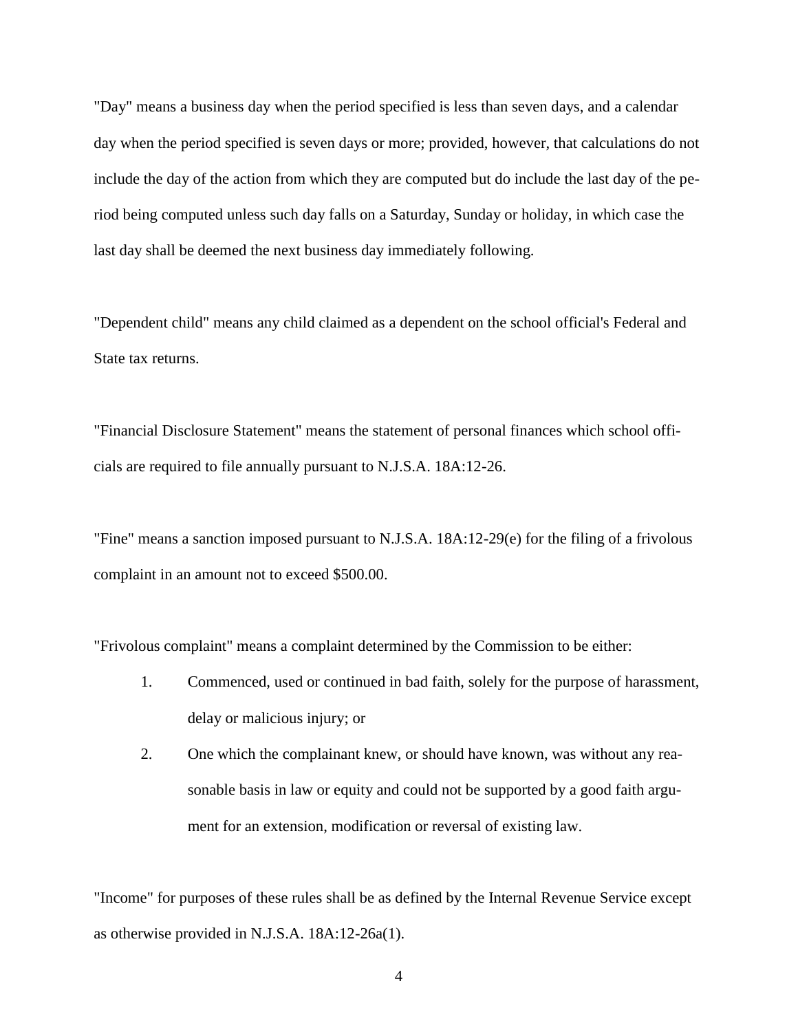"Day" means a business day when the period specified is less than seven days, and a calendar day when the period specified is seven days or more; provided, however, that calculations do not include the day of the action from which they are computed but do include the last day of the period being computed unless such day falls on a Saturday, Sunday or holiday, in which case the last day shall be deemed the next business day immediately following.

"Dependent child" means any child claimed as a dependent on the school official's Federal and State tax returns.

"Financial Disclosure Statement" means the statement of personal finances which school officials are required to file annually pursuant to N.J.S.A. 18A:12-26.

"Fine" means a sanction imposed pursuant to N.J.S.A. 18A:12-29(e) for the filing of a frivolous complaint in an amount not to exceed $500.00.

"Frivolous complaint" means a complaint determined by the Commission to be either:

1. Commenced, used or continued in bad faith, solely for the purpose of harassment, delay or malicious injury; or
2. One which the complainant knew, or should have known, was without any reasonable basis in law or equity and could not be supported by a good faith argument for an extension, modification or reversal of existing law.

"Income" for purposes of these rules shall be as defined by the Internal Revenue Service except as otherwise provided in N.J.S.A. 18A:12-26a(1).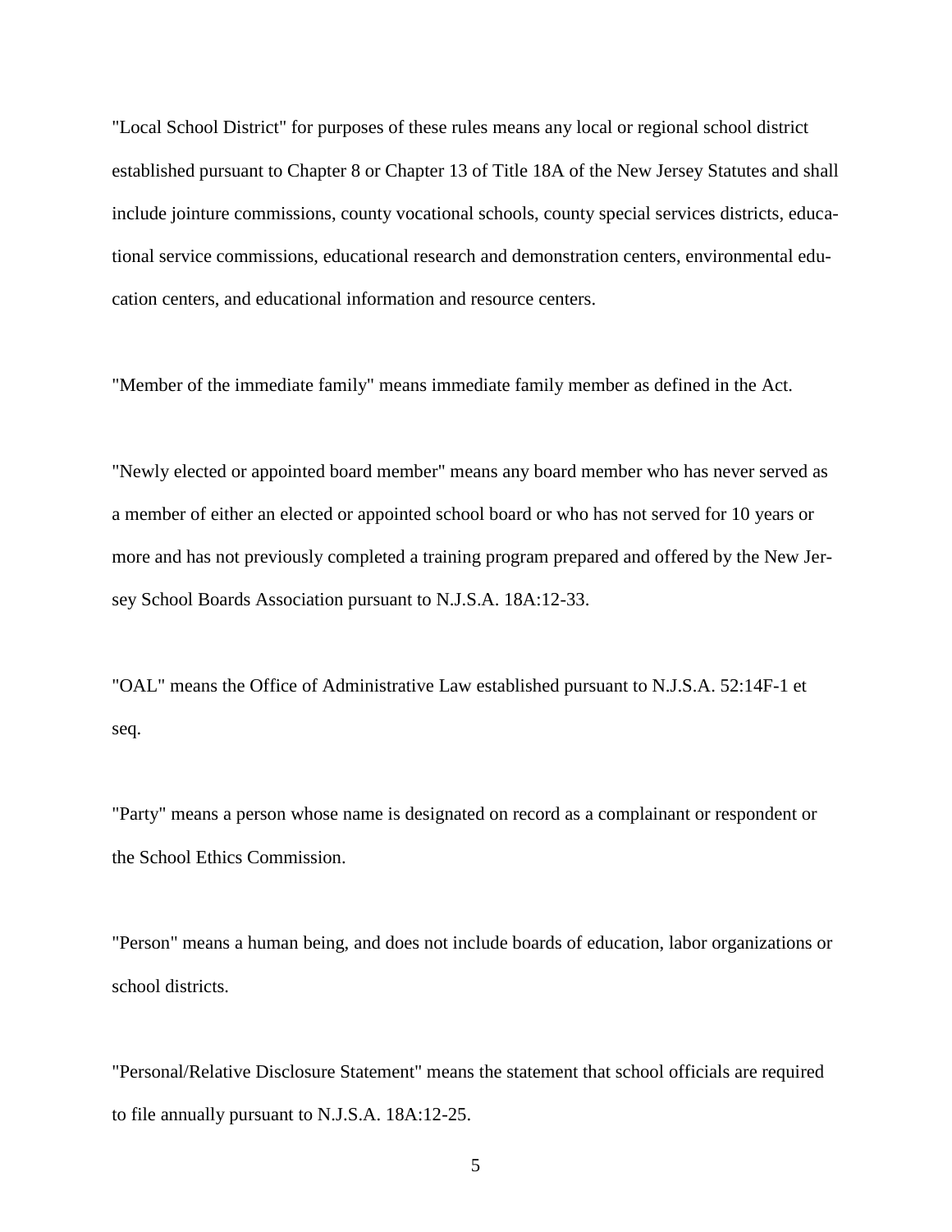"Local School District" for purposes of these rules means any local or regional school district established pursuant to Chapter 8 or Chapter 13 of Title 18A of the New Jersey Statutes and shall include jointure commissions, county vocational schools, county special services districts, educational service commissions, educational research and demonstration centers, environmental education centers, and educational information and resource centers.

"Member of the immediate family" means immediate family member as defined in the Act.

"Newly elected or appointed board member" means any board member who has never served as a member of either an elected or appointed school board or who has not served for 10 years or more and has not previously completed a training program prepared and offered by the New Jersey School Boards Association pursuant to N.J.S.A. 18A:12-33.

"OAL" means the Office of Administrative Law established pursuant to N.J.S.A. 52:14F-1 et seq.

"Party" means a person whose name is designated on record as a complainant or respondent or the School Ethics Commission.

"Person" means a human being, and does not include boards of education, labor organizations or school districts.

"Personal/Relative Disclosure Statement" means the statement that school officials are required to file annually pursuant to N.J.S.A. 18A:12-25.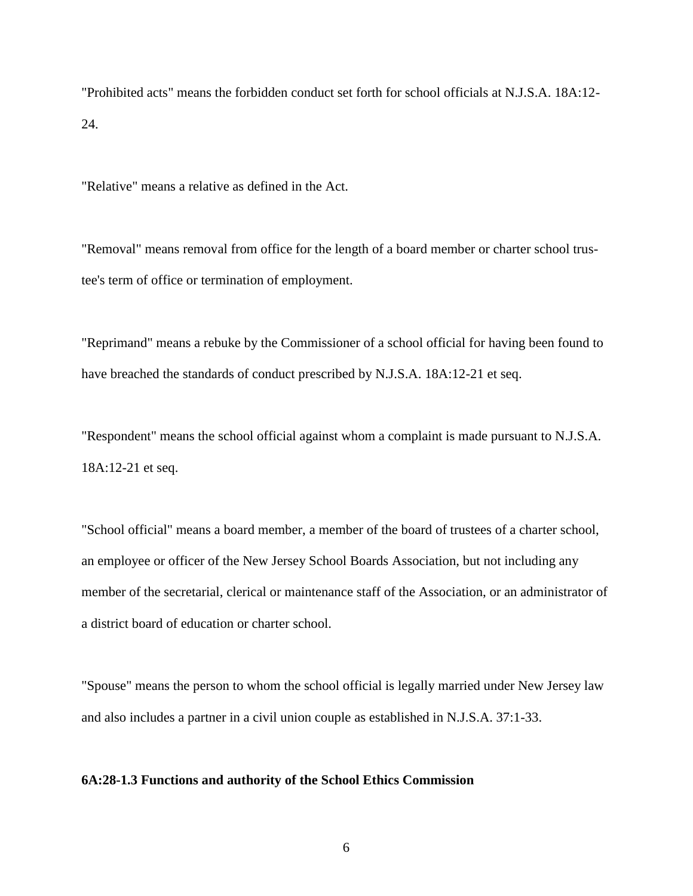"Prohibited acts" means the forbidden conduct set forth for school officials at N.J.S.A. 18A:12-24.

"Relative" means a relative as defined in the Act.

"Removal" means removal from office for the length of a board member or charter school trustee's term of office or termination of employment.

"Reprimand" means a rebuke by the Commissioner of a school official for having been found to have breached the standards of conduct prescribed by N.J.S.A. 18A:12-21 et seq.

"Respondent" means the school official against whom a complaint is made pursuant to N.J.S.A. 18A:12-21 et seq.

"School official" means a board member, a member of the board of trustees of a charter school, an employee or officer of the New Jersey School Boards Association, but not including any member of the secretarial, clerical or maintenance staff of the Association, or an administrator of a district board of education or charter school.

"Spouse" means the person to whom the school official is legally married under New Jersey law and also includes a partner in a civil union couple as established in N.J.S.A. 37:1-33.

**6A:28-1.3 Functions and authority of the School Ethics Commission**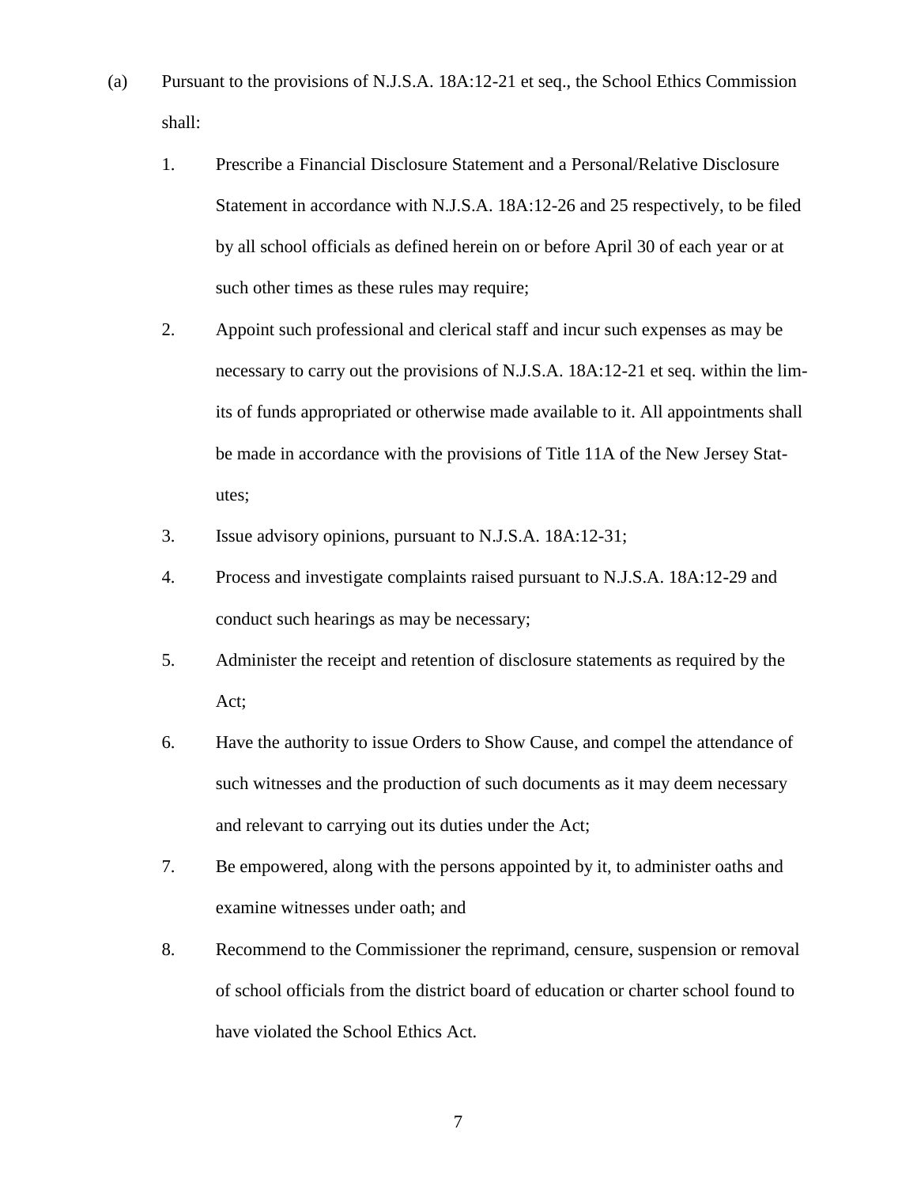(a) Pursuant to the provisions of N.J.S.A. 18A:12-21 et seq., the School Ethics Commission shall:

1. Prescribe a Financial Disclosure Statement and a Personal/Relative Disclosure Statement in accordance with N.J.S.A. 18A:12-26 and 25 respectively, to be filed by all school officials as defined herein on or before April 30 of each year or at such other times as these rules may require;

2. Appoint such professional and clerical staff and incur such expenses as may be necessary to carry out the provisions of N.J.S.A. 18A:12-21 et seq. within the limits of funds appropriated or otherwise made available to it. All appointments shall be made in accordance with the provisions of Title 11A of the New Jersey Statutes;

3. Issue advisory opinions, pursuant to N.J.S.A. 18A:12-31;

4. Process and investigate complaints raised pursuant to N.J.S.A. 18A:12-29 and conduct such hearings as may be necessary;

5. Administer the receipt and retention of disclosure statements as required by the Act;

6. Have the authority to issue Orders to Show Cause, and compel the attendance of such witnesses and the production of such documents as it may deem necessary and relevant to carrying out its duties under the Act;

7. Be empowered, along with the persons appointed by it, to administer oaths and examine witnesses under oath; and

8. Recommend to the Commissioner the reprimand, censure, suspension or removal of school officials from the district board of education or charter school found to have violated the School Ethics Act.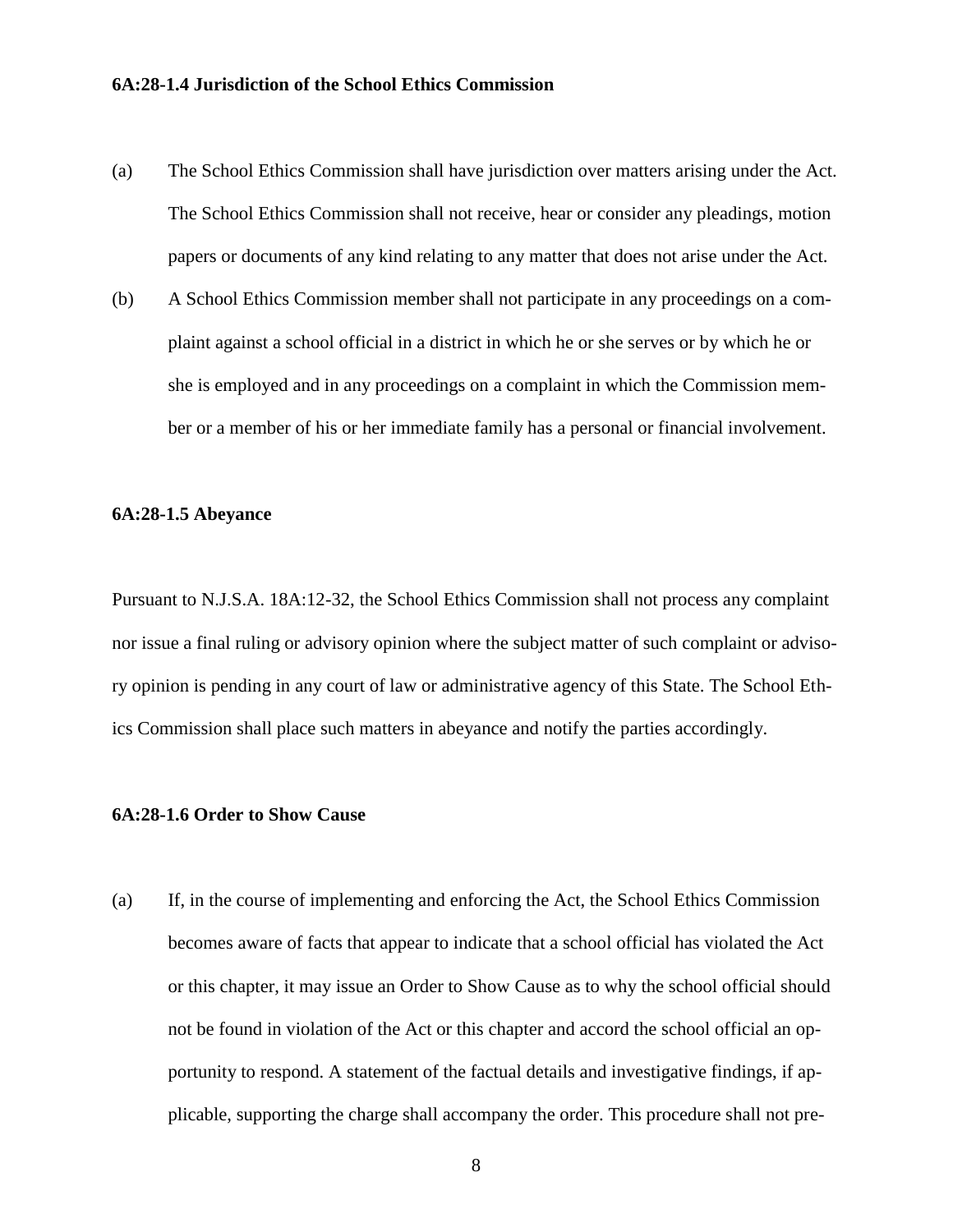**6A:28-1.4 Jurisdiction of the School Ethics Commission**

(a) The School Ethics Commission shall have jurisdiction over matters arising under the Act. The School Ethics Commission shall not receive, hear or consider any pleadings, motion papers or documents of any kind relating to any matter that does not arise under the Act.

(b) A School Ethics Commission member shall not participate in any proceedings on a complaint against a school official in a district in which he or she serves or by which he or she is employed and in any proceedings on a complaint in which the Commission member or a member of his or her immediate family has a personal or financial involvement.

**6A:28-1.5 Abeyance**

Pursuant to N.J.S.A. 18A:12-32, the School Ethics Commission shall not process any complaint nor issue a final ruling or advisory opinion where the subject matter of such complaint or advisory opinion is pending in any court of law or administrative agency of this State. The School Ethics Commission shall place such matters in abeyance and notify the parties accordingly.

**6A:28-1.6 Order to Show Cause**

(a) If, in the course of implementing and enforcing the Act, the School Ethics Commission becomes aware of facts that appear to indicate that a school official has violated the Act or this chapter, it may issue an Order to Show Cause as to why the school official should not be found in violation of the Act or this chapter and accord the school official an opportunity to respond. A statement of the factual details and investigative findings, if applicable, supporting the charge shall accompany the order. This procedure shall not pre-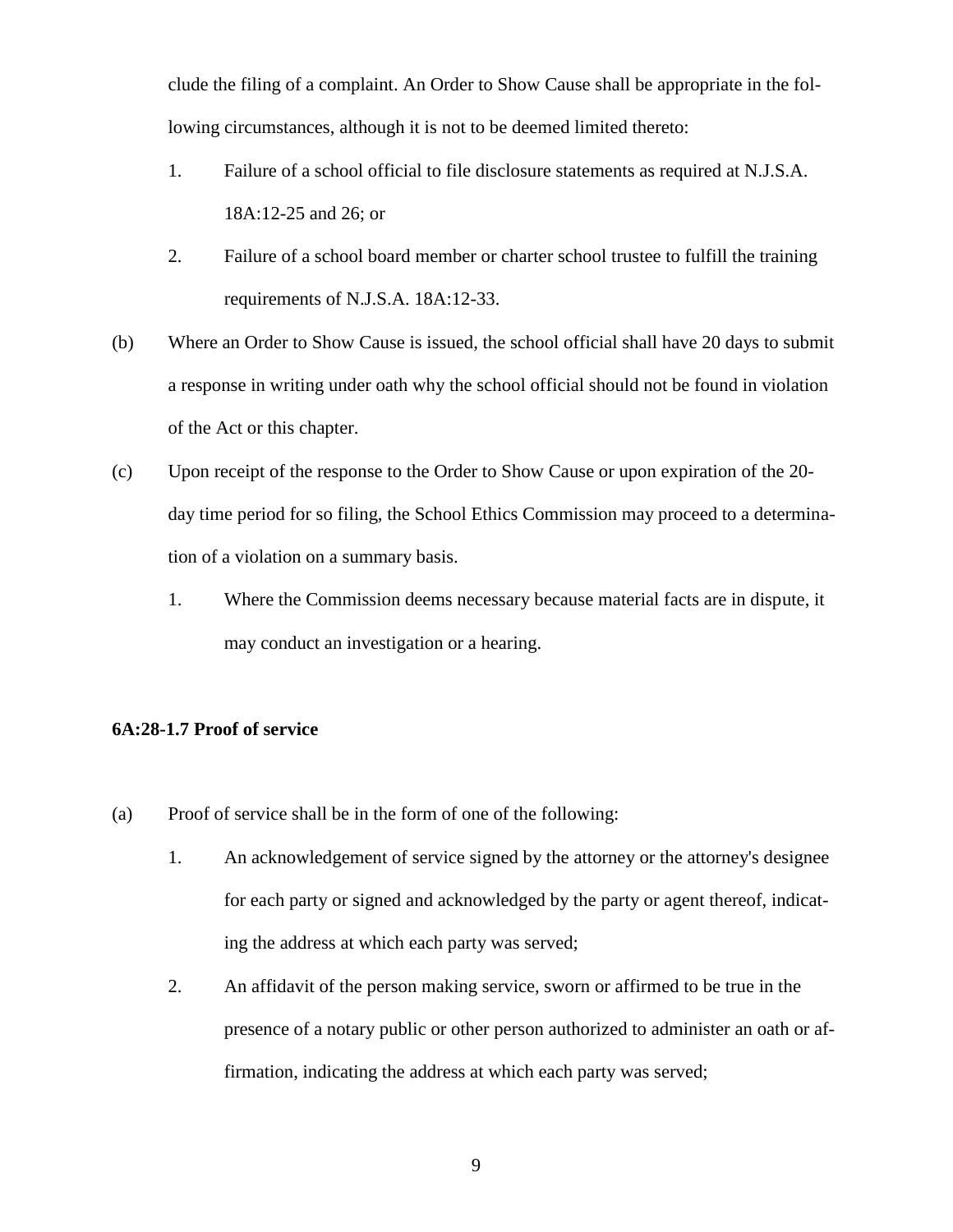clude the filing of a complaint. An Order to Show Cause shall be appropriate in the following circumstances, although it is not to be deemed limited thereto:

1. Failure of a school official to file disclosure statements as required at N.J.S.A. 18A:12-25 and 26; or
2. Failure of a school board member or charter school trustee to fulfill the training requirements of N.J.S.A. 18A:12-33.

(b) Where an Order to Show Cause is issued, the school official shall have 20 days to submit a response in writing under oath why the school official should not be found in violation of the Act or this chapter.

(c) Upon receipt of the response to the Order to Show Cause or upon expiration of the 20-day time period for so filing, the School Ethics Commission may proceed to a determination of a violation on a summary basis.

1. Where the Commission deems necessary because material facts are in dispute, it may conduct an investigation or a hearing.

**6A:28-1.7 Proof of service**

(a) Proof of service shall be in the form of one of the following:

1. An acknowledgement of service signed by the attorney or the attorney's designee for each party or signed and acknowledged by the party or agent thereof, indicating the address at which each party was served;
2. An affidavit of the person making service, sworn or affirmed to be true in the presence of a notary public or other person authorized to administer an oath or affirmation, indicating the address at which each party was served;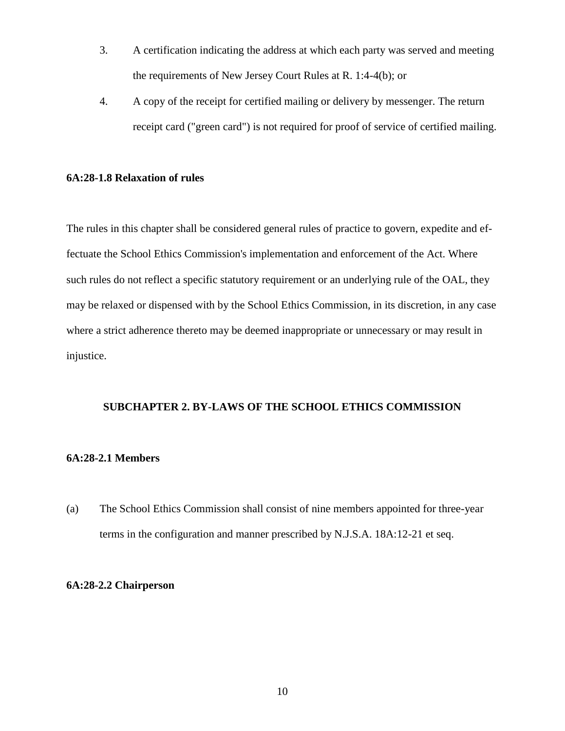3. A certification indicating the address at which each party was served and meeting the requirements of New Jersey Court Rules at R. 1:4-4(b); or

4. A copy of the receipt for certified mailing or delivery by messenger. The return receipt card ("green card") is not required for proof of service of certified mailing.

**6A:28-1.8 Relaxation of rules**

The rules in this chapter shall be considered general rules of practice to govern, expedite and effectuate the School Ethics Commission's implementation and enforcement of the Act. Where such rules do not reflect a specific statutory requirement or an underlying rule of the OAL, they may be relaxed or dispensed with by the School Ethics Commission, in its discretion, in any case where a strict adherence thereto may be deemed inappropriate or unnecessary or may result in injustice.

## SUBCHAPTER 2. BY-LAWS OF THE SCHOOL ETHICS COMMISSION

**6A:28-2.1 Members**

(a) The School Ethics Commission shall consist of nine members appointed for three-year terms in the configuration and manner prescribed by N.J.S.A. 18A:12-21 et seq.

**6A:28-2.2 Chairperson**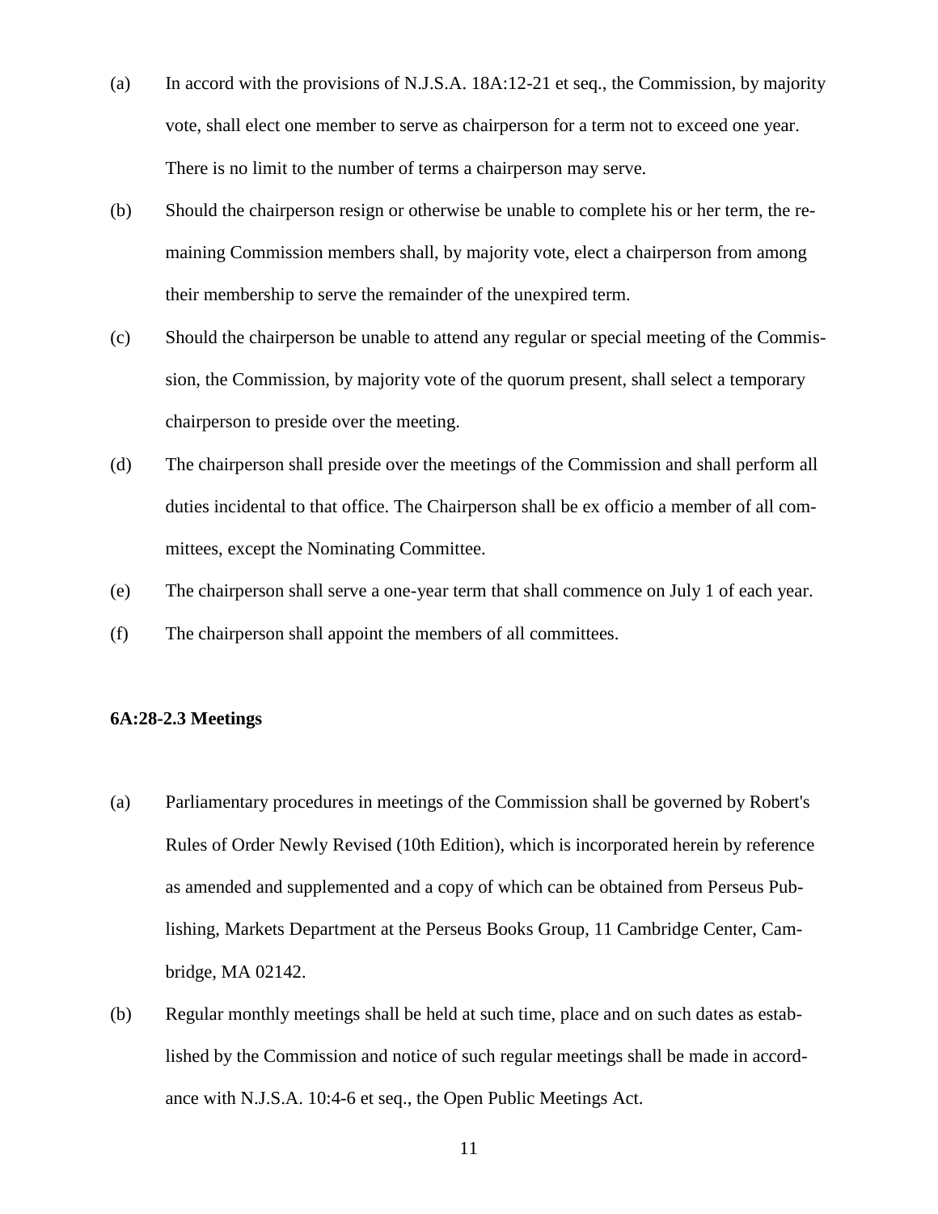(a) In accord with the provisions of N.J.S.A. 18A:12-21 et seq., the Commission, by majority vote, shall elect one member to serve as chairperson for a term not to exceed one year. There is no limit to the number of terms a chairperson may serve.

(b) Should the chairperson resign or otherwise be unable to complete his or her term, the remaining Commission members shall, by majority vote, elect a chairperson from among their membership to serve the remainder of the unexpired term.

(c) Should the chairperson be unable to attend any regular or special meeting of the Commission, the Commission, by majority vote of the quorum present, shall select a temporary chairperson to preside over the meeting.

(d) The chairperson shall preside over the meetings of the Commission and shall perform all duties incidental to that office. The Chairperson shall be ex officio a member of all committees, except the Nominating Committee.

(e) The chairperson shall serve a one-year term that shall commence on July 1 of each year.

(f) The chairperson shall appoint the members of all committees.

**6A:28-2.3 Meetings**

(a) Parliamentary procedures in meetings of the Commission shall be governed by Robert's Rules of Order Newly Revised (10th Edition), which is incorporated herein by reference as amended and supplemented and a copy of which can be obtained from Perseus Publishing, Markets Department at the Perseus Books Group, 11 Cambridge Center, Cambridge, MA 02142.

(b) Regular monthly meetings shall be held at such time, place and on such dates as established by the Commission and notice of such regular meetings shall be made in accordance with N.J.S.A. 10:4-6 et seq., the Open Public Meetings Act.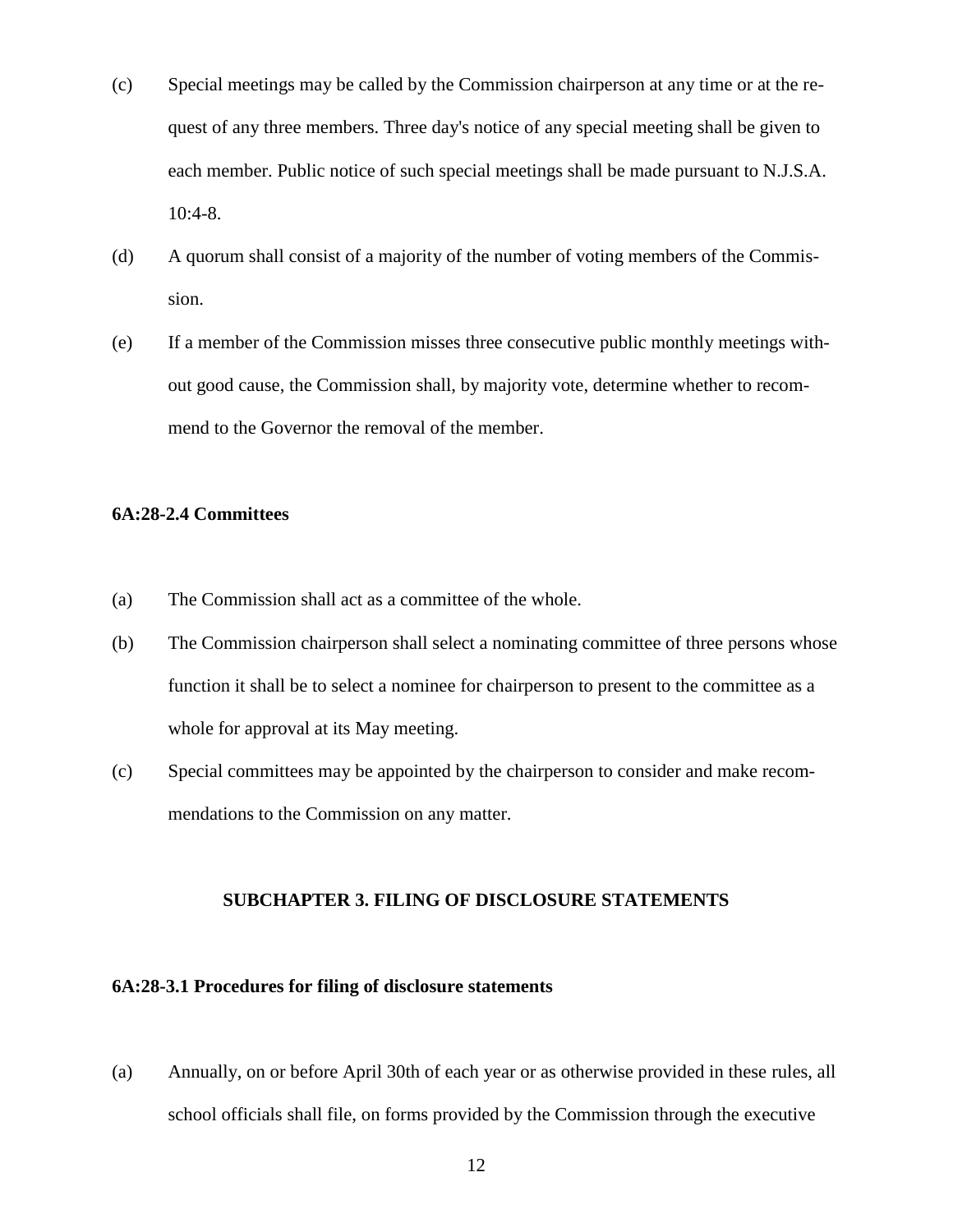(c) Special meetings may be called by the Commission chairperson at any time or at the request of any three members. Three day's notice of any special meeting shall be given to each member. Public notice of such special meetings shall be made pursuant to N.J.S.A. 10:4-8.

(d) A quorum shall consist of a majority of the number of voting members of the Commission.

(e) If a member of the Commission misses three consecutive public monthly meetings without good cause, the Commission shall, by majority vote, determine whether to recommend to the Governor the removal of the member.

**6A:28-2.4 Committees**

(a) The Commission shall act as a committee of the whole.

(b) The Commission chairperson shall select a nominating committee of three persons whose function it shall be to select a nominee for chairperson to present to the committee as a whole for approval at its May meeting.

(c) Special committees may be appointed by the chairperson to consider and make recommendations to the Commission on any matter.

## SUBCHAPTER 3. FILING OF DISCLOSURE STATEMENTS

**6A:28-3.1 Procedures for filing of disclosure statements**

(a) Annually, on or before April 30th of each year or as otherwise provided in these rules, all school officials shall file, on forms provided by the Commission through the executive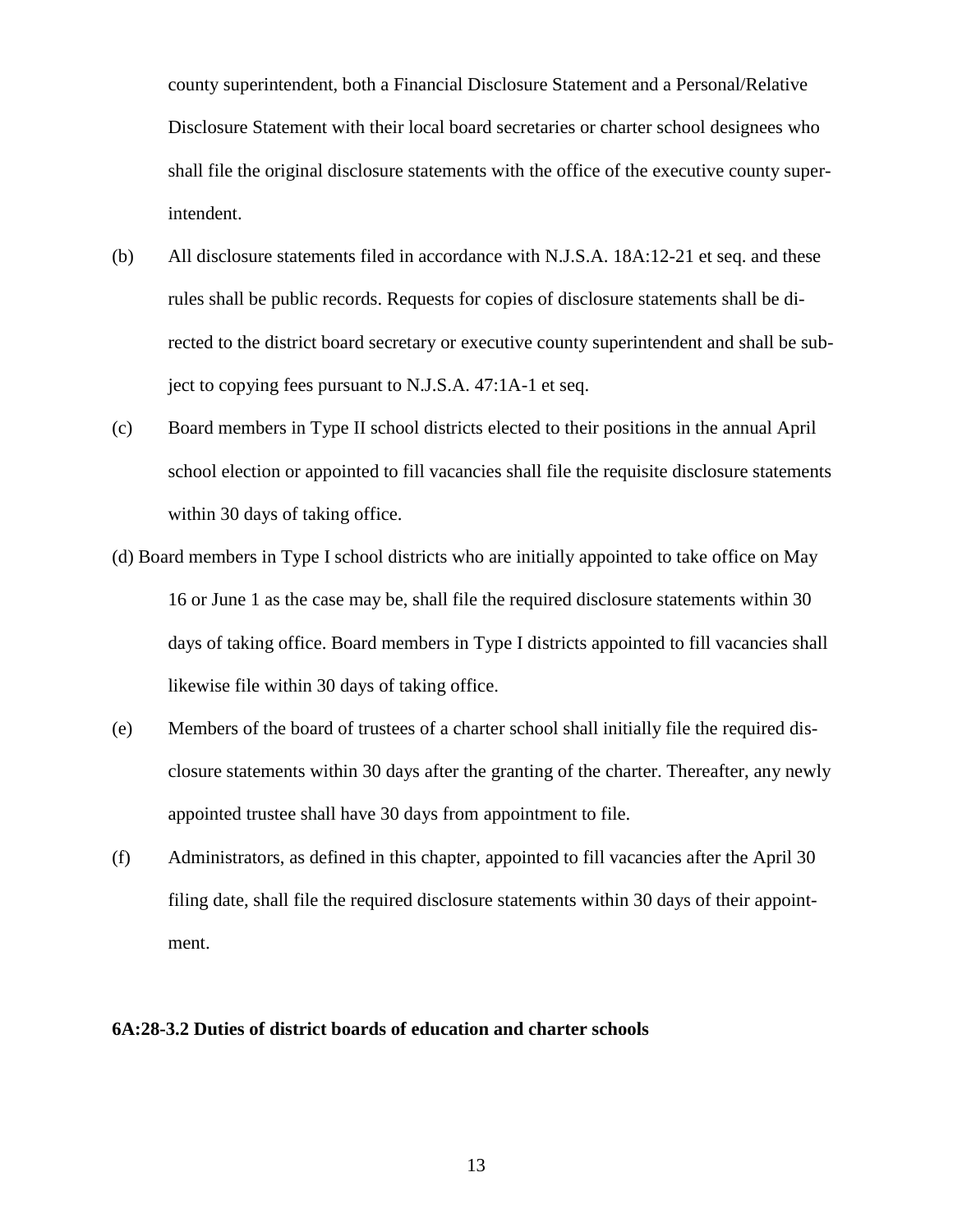county superintendent, both a Financial Disclosure Statement and a Personal/Relative Disclosure Statement with their local board secretaries or charter school designees who shall file the original disclosure statements with the office of the executive county superintendent.

(b) All disclosure statements filed in accordance with N.J.S.A. 18A:12-21 et seq. and these rules shall be public records. Requests for copies of disclosure statements shall be directed to the district board secretary or executive county superintendent and shall be subject to copying fees pursuant to N.J.S.A. 47:1A-1 et seq.

(c) Board members in Type II school districts elected to their positions in the annual April school election or appointed to fill vacancies shall file the requisite disclosure statements within 30 days of taking office.

(d) Board members in Type I school districts who are initially appointed to take office on May 16 or June 1 as the case may be, shall file the required disclosure statements within 30 days of taking office. Board members in Type I districts appointed to fill vacancies shall likewise file within 30 days of taking office.

(e) Members of the board of trustees of a charter school shall initially file the required disclosure statements within 30 days after the granting of the charter. Thereafter, any newly appointed trustee shall have 30 days from appointment to file.

(f) Administrators, as defined in this chapter, appointed to fill vacancies after the April 30 filing date, shall file the required disclosure statements within 30 days of their appointment.

**6A:28-3.2 Duties of district boards of education and charter schools**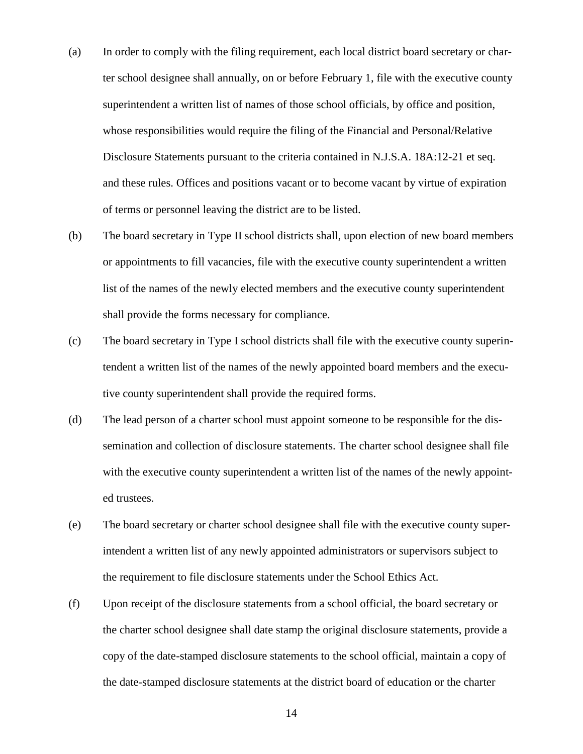(a) In order to comply with the filing requirement, each local district board secretary or charter school designee shall annually, on or before February 1, file with the executive county superintendent a written list of names of those school officials, by office and position, whose responsibilities would require the filing of the Financial and Personal/Relative Disclosure Statements pursuant to the criteria contained in N.J.S.A. 18A:12-21 et seq. and these rules. Offices and positions vacant or to become vacant by virtue of expiration of terms or personnel leaving the district are to be listed.

(b) The board secretary in Type II school districts shall, upon election of new board members or appointments to fill vacancies, file with the executive county superintendent a written list of the names of the newly elected members and the executive county superintendent shall provide the forms necessary for compliance.

(c) The board secretary in Type I school districts shall file with the executive county superintendent a written list of the names of the newly appointed board members and the executive county superintendent shall provide the required forms.

(d) The lead person of a charter school must appoint someone to be responsible for the dissemination and collection of disclosure statements. The charter school designee shall file with the executive county superintendent a written list of the names of the newly appointed trustees.

(e) The board secretary or charter school designee shall file with the executive county superintendent a written list of any newly appointed administrators or supervisors subject to the requirement to file disclosure statements under the School Ethics Act.

(f) Upon receipt of the disclosure statements from a school official, the board secretary or the charter school designee shall date stamp the original disclosure statements, provide a copy of the date-stamped disclosure statements to the school official, maintain a copy of the date-stamped disclosure statements at the district board of education or the charter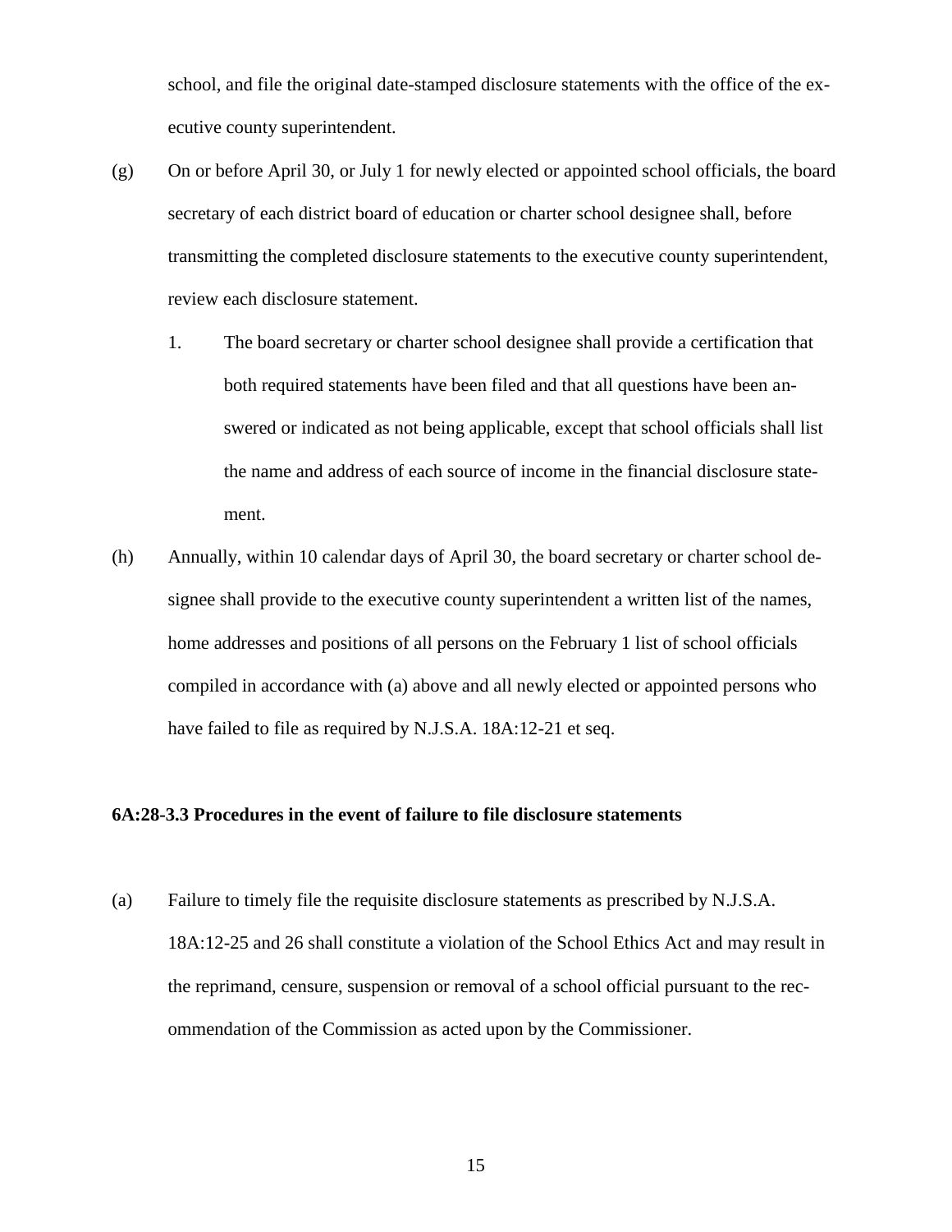school, and file the original date-stamped disclosure statements with the office of the executive county superintendent.

(g) On or before April 30, or July 1 for newly elected or appointed school officials, the board secretary of each district board of education or charter school designee shall, before transmitting the completed disclosure statements to the executive county superintendent, review each disclosure statement.

1. The board secretary or charter school designee shall provide a certification that both required statements have been filed and that all questions have been answered or indicated as not being applicable, except that school officials shall list the name and address of each source of income in the financial disclosure statement.

(h) Annually, within 10 calendar days of April 30, the board secretary or charter school designee shall provide to the executive county superintendent a written list of the names, home addresses and positions of all persons on the February 1 list of school officials compiled in accordance with (a) above and all newly elected or appointed persons who have failed to file as required by N.J.S.A. 18A:12-21 et seq.

**6A:28-3.3 Procedures in the event of failure to file disclosure statements**

(a) Failure to timely file the requisite disclosure statements as prescribed by N.J.S.A. 18A:12-25 and 26 shall constitute a violation of the School Ethics Act and may result in the reprimand, censure, suspension or removal of a school official pursuant to the recommendation of the Commission as acted upon by the Commissioner.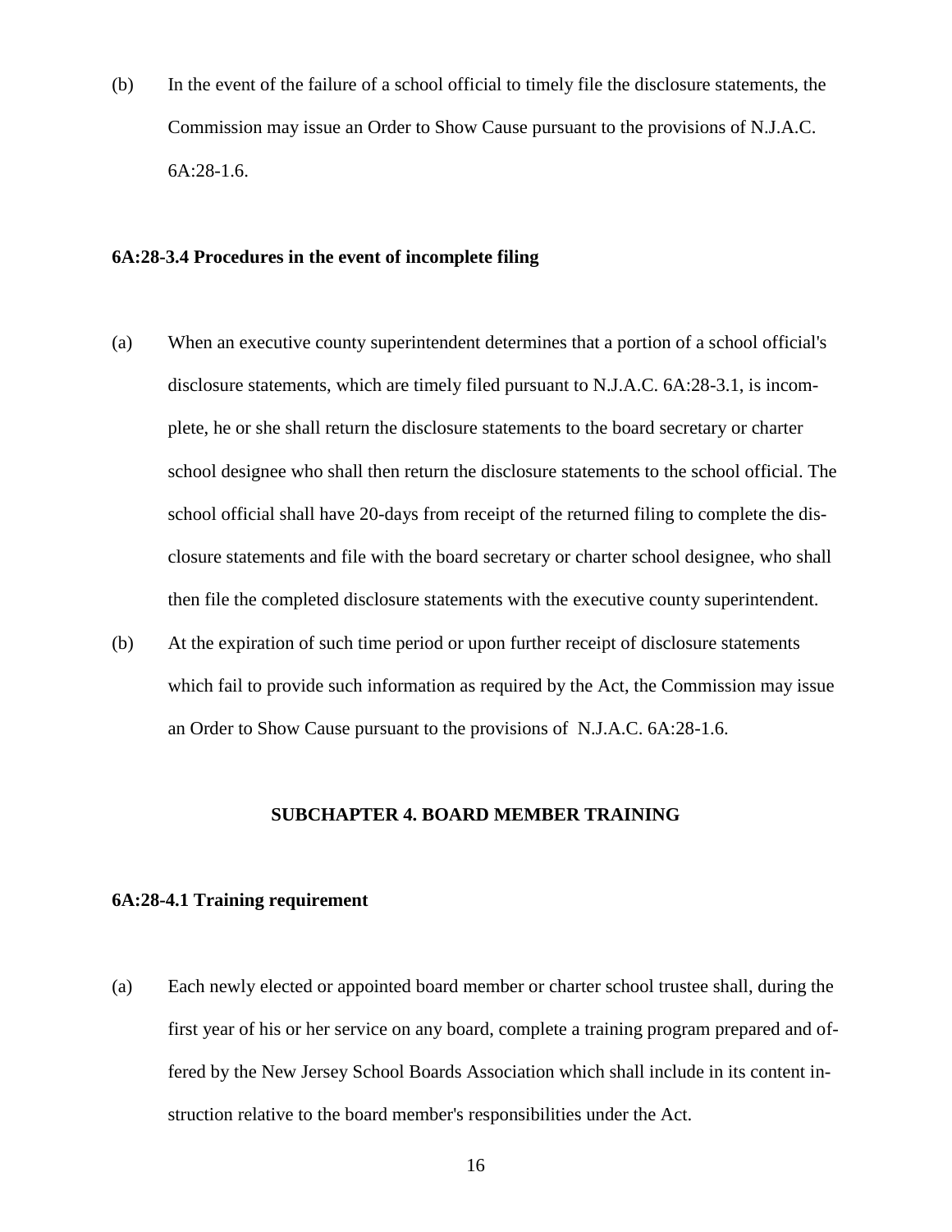(b) In the event of the failure of a school official to timely file the disclosure statements, the Commission may issue an Order to Show Cause pursuant to the provisions of N.J.A.C. 6A:28-1.6.

**6A:28-3.4 Procedures in the event of incomplete filing**

(a) When an executive county superintendent determines that a portion of a school official's disclosure statements, which are timely filed pursuant to N.J.A.C. 6A:28-3.1, is incomplete, he or she shall return the disclosure statements to the board secretary or charter school designee who shall then return the disclosure statements to the school official. The school official shall have 20-days from receipt of the returned filing to complete the disclosure statements and file with the board secretary or charter school designee, who shall then file the completed disclosure statements with the executive county superintendent.

(b) At the expiration of such time period or upon further receipt of disclosure statements which fail to provide such information as required by the Act, the Commission may issue an Order to Show Cause pursuant to the provisions of N.J.A.C. 6A:28-1.6.

## SUBCHAPTER 4. BOARD MEMBER TRAINING

**6A:28-4.1 Training requirement**

(a) Each newly elected or appointed board member or charter school trustee shall, during the first year of his or her service on any board, complete a training program prepared and offered by the New Jersey School Boards Association which shall include in its content instruction relative to the board member's responsibilities under the Act.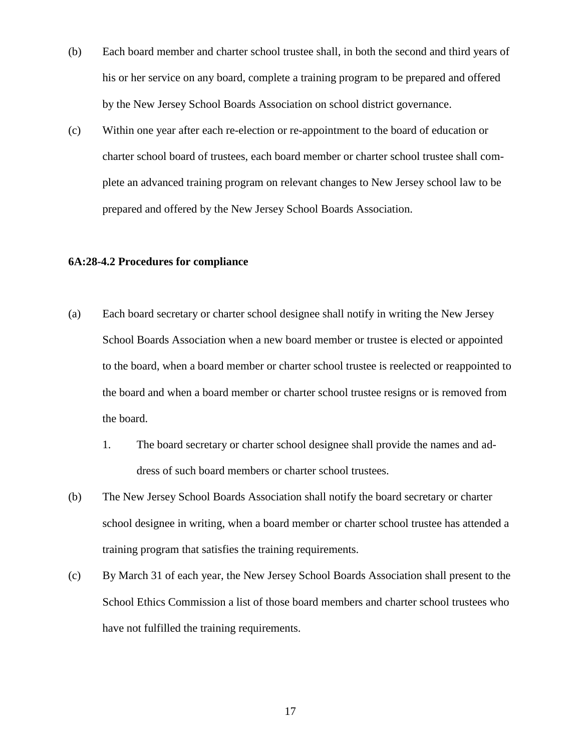(b) Each board member and charter school trustee shall, in both the second and third years of his or her service on any board, complete a training program to be prepared and offered by the New Jersey School Boards Association on school district governance.

(c) Within one year after each re-election or re-appointment to the board of education or charter school board of trustees, each board member or charter school trustee shall complete an advanced training program on relevant changes to New Jersey school law to be prepared and offered by the New Jersey School Boards Association.

**6A:28-4.2 Procedures for compliance**

(a) Each board secretary or charter school designee shall notify in writing the New Jersey School Boards Association when a new board member or trustee is elected or appointed to the board, when a board member or charter school trustee is reelected or reappointed to the board and when a board member or charter school trustee resigns or is removed from the board.

 1. The board secretary or charter school designee shall provide the names and address of such board members or charter school trustees.

(b) The New Jersey School Boards Association shall notify the board secretary or charter school designee in writing, when a board member or charter school trustee has attended a training program that satisfies the training requirements.

(c) By March 31 of each year, the New Jersey School Boards Association shall present to the School Ethics Commission a list of those board members and charter school trustees who have not fulfilled the training requirements.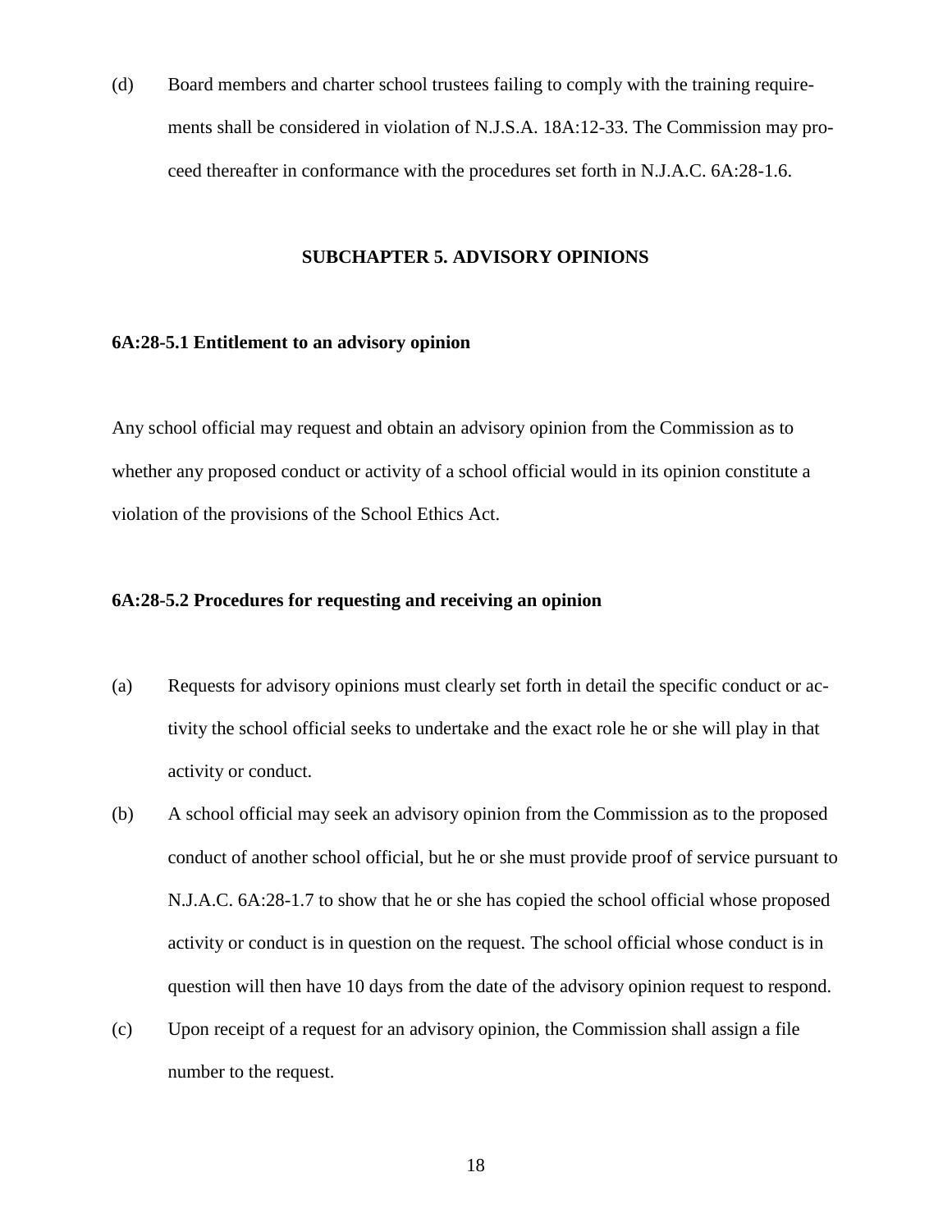(d) Board members and charter school trustees failing to comply with the training requirements shall be considered in violation of N.J.S.A. 18A:12-33. The Commission may proceed thereafter in conformance with the procedures set forth in N.J.A.C. 6A:28-1.6.

## SUBCHAPTER 5. ADVISORY OPINIONS

### 6A:28-5.1 Entitlement to an advisory opinion

Any school official may request and obtain an advisory opinion from the Commission as to whether any proposed conduct or activity of a school official would in its opinion constitute a violation of the provisions of the School Ethics Act.

### 6A:28-5.2 Procedures for requesting and receiving an opinion

(a) Requests for advisory opinions must clearly set forth in detail the specific conduct or activity the school official seeks to undertake and the exact role he or she will play in that activity or conduct.

(b) A school official may seek an advisory opinion from the Commission as to the proposed conduct of another school official, but he or she must provide proof of service pursuant to N.J.A.C. 6A:28-1.7 to show that he or she has copied the school official whose proposed activity or conduct is in question on the request. The school official whose conduct is in question will then have 10 days from the date of the advisory opinion request to respond.

(c) Upon receipt of a request for an advisory opinion, the Commission shall assign a file number to the request.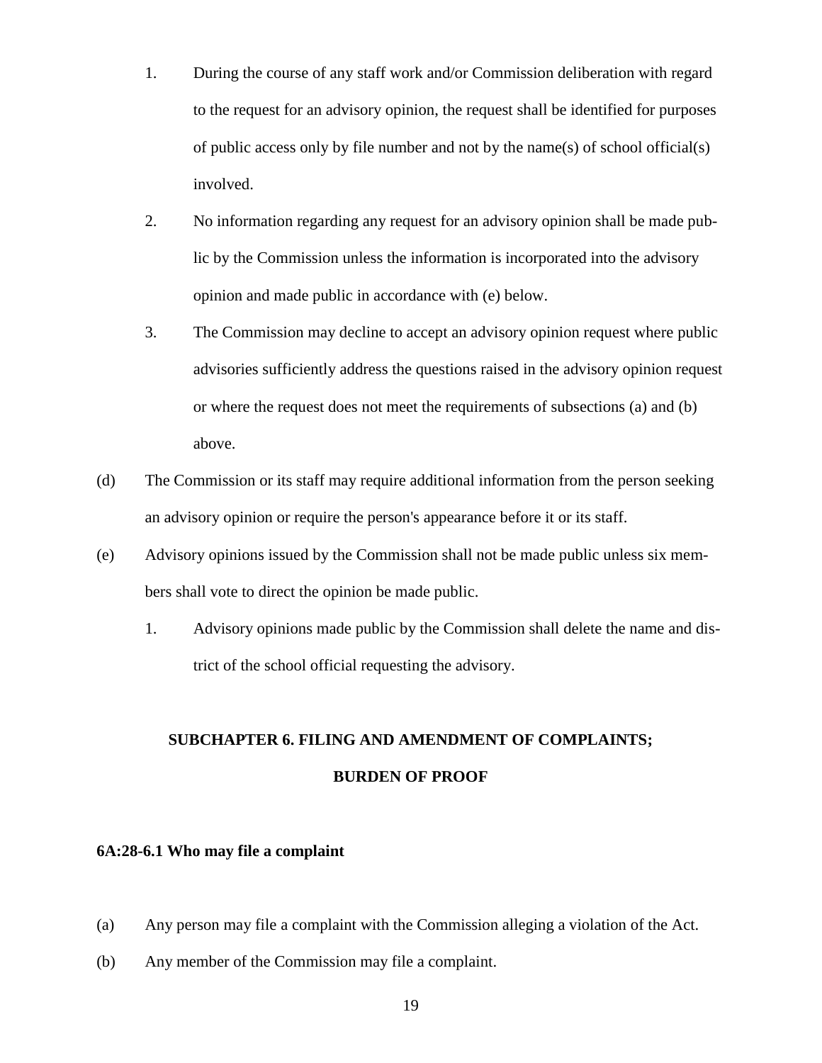1. During the course of any staff work and/or Commission deliberation with regard to the request for an advisory opinion, the request shall be identified for purposes of public access only by file number and not by the name(s) of school official(s) involved.

2. No information regarding any request for an advisory opinion shall be made public by the Commission unless the information is incorporated into the advisory opinion and made public in accordance with (e) below.

3. The Commission may decline to accept an advisory opinion request where public advisories sufficiently address the questions raised in the advisory opinion request or where the request does not meet the requirements of subsections (a) and (b) above.

(d) The Commission or its staff may require additional information from the person seeking an advisory opinion or require the person's appearance before it or its staff.

(e) Advisory opinions issued by the Commission shall not be made public unless six members shall vote to direct the opinion be made public.

1. Advisory opinions made public by the Commission shall delete the name and district of the school official requesting the advisory.

## SUBCHAPTER 6. FILING AND AMENDMENT OF COMPLAINTS; BURDEN OF PROOF

### 6A:28-6.1 Who may file a complaint

(a) Any person may file a complaint with the Commission alleging a violation of the Act.

(b) Any member of the Commission may file a complaint.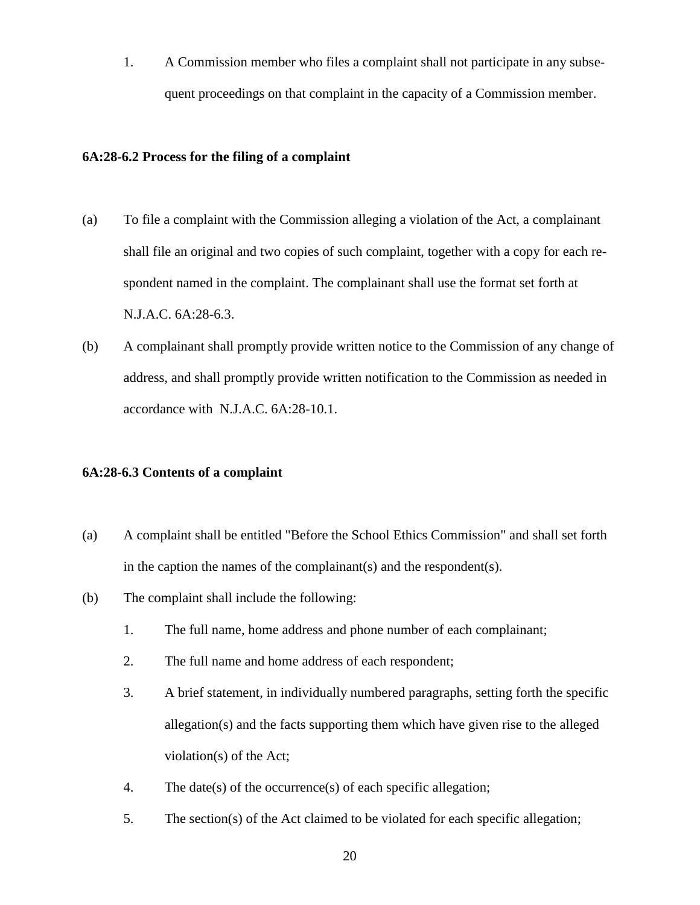1. A Commission member who files a complaint shall not participate in any subsequent proceedings on that complaint in the capacity of a Commission member.

**6A:28-6.2 Process for the filing of a complaint**

(a) To file a complaint with the Commission alleging a violation of the Act, a complainant shall file an original and two copies of such complaint, together with a copy for each respondent named in the complaint. The complainant shall use the format set forth at N.J.A.C. 6A:28-6.3.

(b) A complainant shall promptly provide written notice to the Commission of any change of address, and shall promptly provide written notification to the Commission as needed in accordance with N.J.A.C. 6A:28-10.1.

**6A:28-6.3 Contents of a complaint**

(a) A complaint shall be entitled "Before the School Ethics Commission" and shall set forth in the caption the names of the complainant(s) and the respondent(s).

(b) The complaint shall include the following:

1. The full name, home address and phone number of each complainant;
2. The full name and home address of each respondent;
3. A brief statement, in individually numbered paragraphs, setting forth the specific allegation(s) and the facts supporting them which have given rise to the alleged violation(s) of the Act;
4. The date(s) of the occurrence(s) of each specific allegation;
5. The section(s) of the Act claimed to be violated for each specific allegation;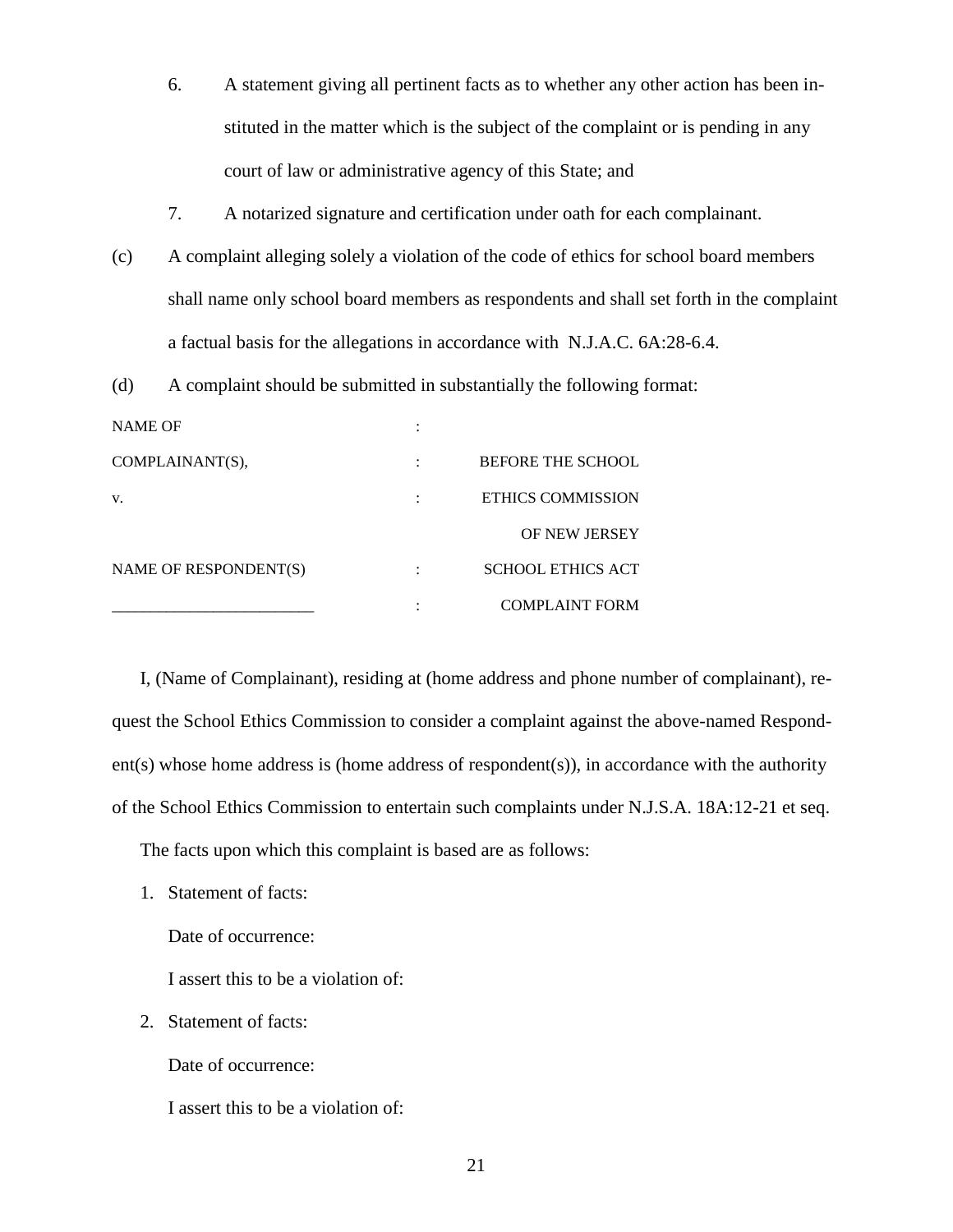6. A statement giving all pertinent facts as to whether any other action has been instituted in the matter which is the subject of the complaint or is pending in any court of law or administrative agency of this State; and

7. A notarized signature and certification under oath for each complainant.

(c) A complaint alleging solely a violation of the code of ethics for school board members shall name only school board members as respondents and shall set forth in the complaint a factual basis for the allegations in accordance with N.J.A.C. 6A:28-6.4.

(d) A complaint should be submitted in substantially the following format:

| | | |
|---|---|---|
| NAME OF | : | |
| COMPLAINANT(S), | : | BEFORE THE SCHOOL |
| v. | : | ETHICS COMMISSION |
| | | OF NEW JERSEY |
| NAME OF RESPONDENT(S) | : | SCHOOL ETHICS ACT |
| _________________________ | : | COMPLAINT FORM |

I, (Name of Complainant), residing at (home address and phone number of complainant), request the School Ethics Commission to consider a complaint against the above-named Respondent(s) whose home address is (home address of respondent(s)), in accordance with the authority of the School Ethics Commission to entertain such complaints under N.J.S.A. 18A:12-21 et seq.

The facts upon which this complaint is based are as follows:

1. Statement of facts:

   Date of occurrence:

   I assert this to be a violation of:

2. Statement of facts:

   Date of occurrence:

   I assert this to be a violation of: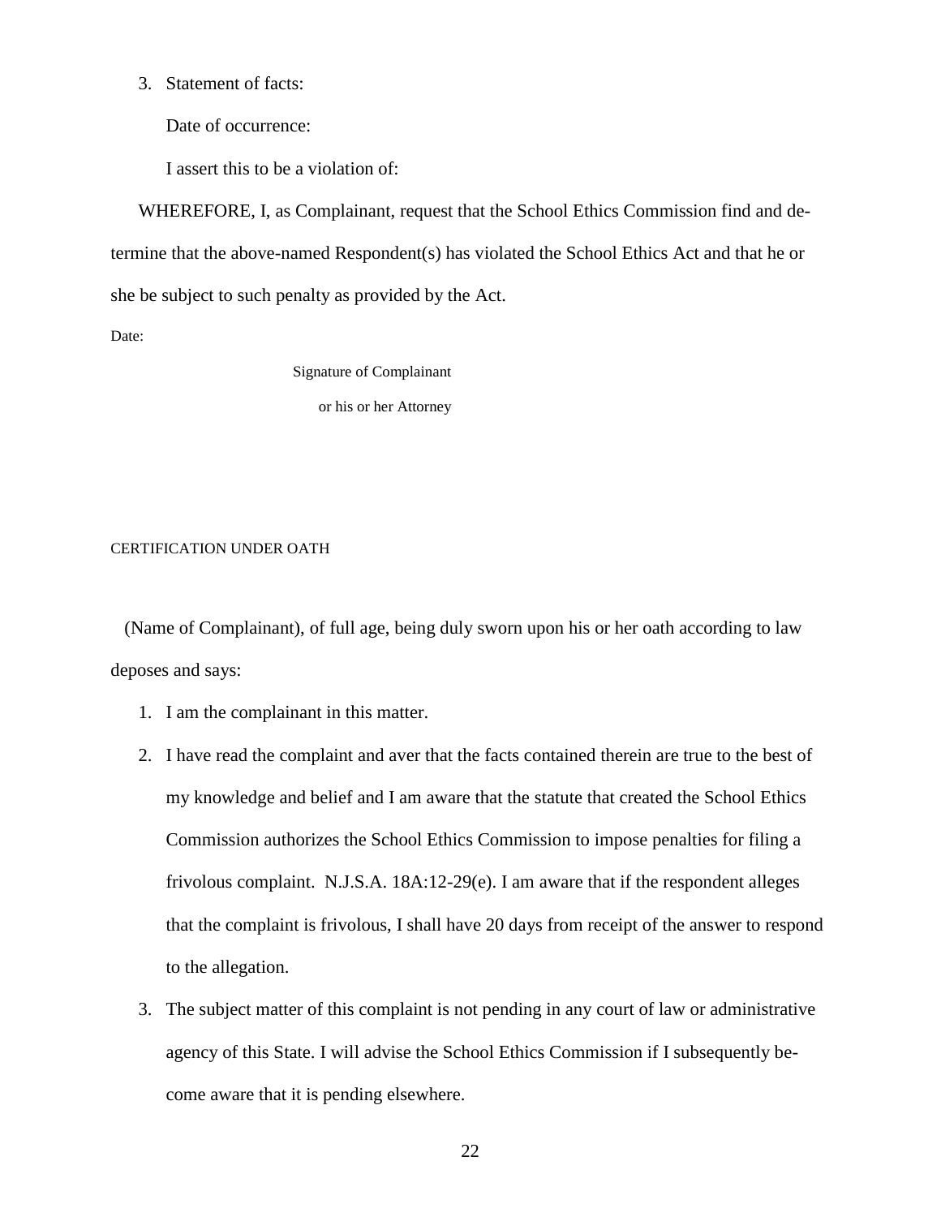3. Statement of facts:

   Date of occurrence:

   I assert this to be a violation of:

WHEREFORE, I, as Complainant, request that the School Ethics Commission find and determine that the above-named Respondent(s) has violated the School Ethics Act and that he or she be subject to such penalty as provided by the Act.

Date:

Signature of Complainant
or his or her Attorney

CERTIFICATION UNDER OATH

(Name of Complainant), of full age, being duly sworn upon his or her oath according to law deposes and says:

1. I am the complainant in this matter.
2. I have read the complaint and aver that the facts contained therein are true to the best of my knowledge and belief and I am aware that the statute that created the School Ethics Commission authorizes the School Ethics Commission to impose penalties for filing a frivolous complaint. N.J.S.A. 18A:12-29(e). I am aware that if the respondent alleges that the complaint is frivolous, I shall have 20 days from receipt of the answer to respond to the allegation.
3. The subject matter of this complaint is not pending in any court of law or administrative agency of this State. I will advise the School Ethics Commission if I subsequently become aware that it is pending elsewhere.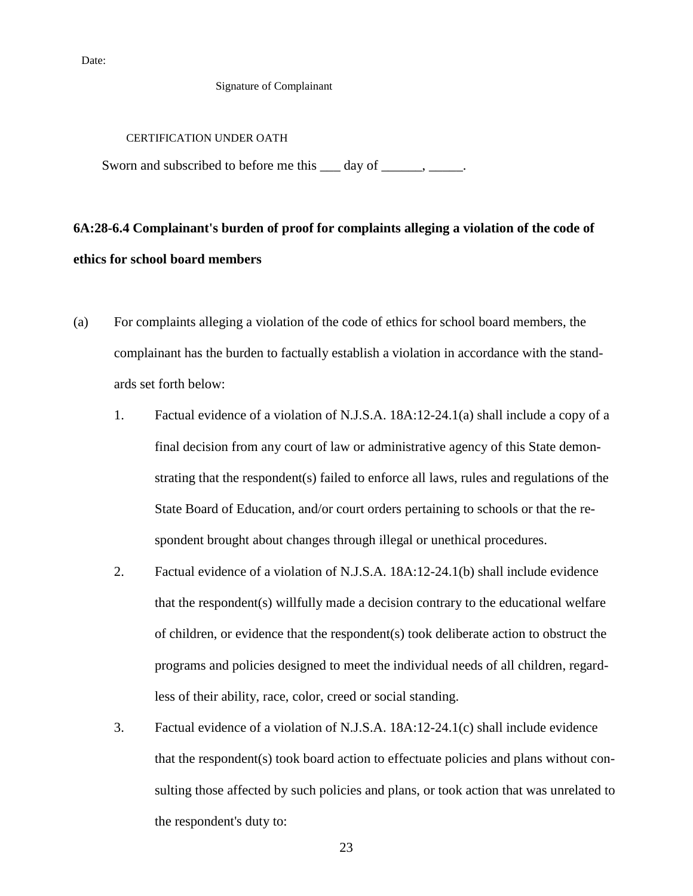Date:

Signature of Complainant

CERTIFICATION UNDER OATH

Sworn and subscribed to before me this ___ day of ______, _____.

## 6A:28-6.4 Complainant's burden of proof for complaints alleging a violation of the code of ethics for school board members

(a) For complaints alleging a violation of the code of ethics for school board members, the complainant has the burden to factually establish a violation in accordance with the standards set forth below:

1. Factual evidence of a violation of N.J.S.A. 18A:12-24.1(a) shall include a copy of a final decision from any court of law or administrative agency of this State demonstrating that the respondent(s) failed to enforce all laws, rules and regulations of the State Board of Education, and/or court orders pertaining to schools or that the respondent brought about changes through illegal or unethical procedures.

2. Factual evidence of a violation of N.J.S.A. 18A:12-24.1(b) shall include evidence that the respondent(s) willfully made a decision contrary to the educational welfare of children, or evidence that the respondent(s) took deliberate action to obstruct the programs and policies designed to meet the individual needs of all children, regardless of their ability, race, color, creed or social standing.

3. Factual evidence of a violation of N.J.S.A. 18A:12-24.1(c) shall include evidence that the respondent(s) took board action to effectuate policies and plans without consulting those affected by such policies and plans, or took action that was unrelated to the respondent's duty to: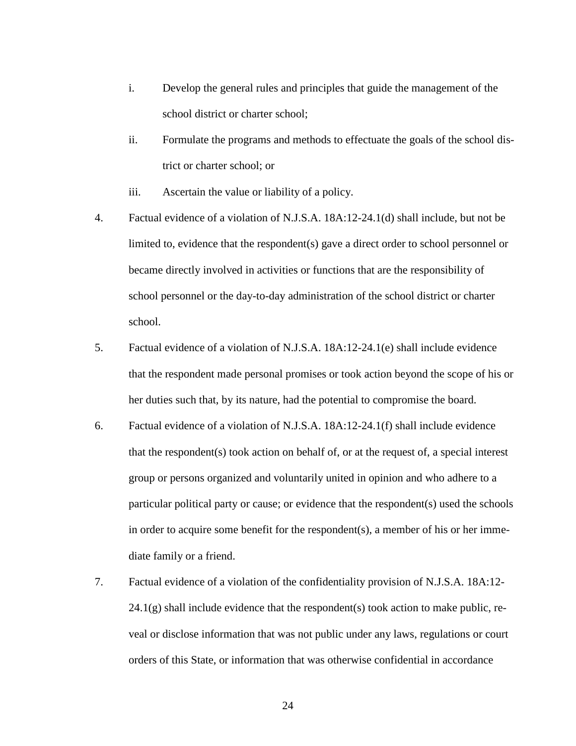i. Develop the general rules and principles that guide the management of the school district or charter school;

ii. Formulate the programs and methods to effectuate the goals of the school district or charter school; or

iii. Ascertain the value or liability of a policy.

4. Factual evidence of a violation of N.J.S.A. 18A:12-24.1(d) shall include, but not be limited to, evidence that the respondent(s) gave a direct order to school personnel or became directly involved in activities or functions that are the responsibility of school personnel or the day-to-day administration of the school district or charter school.

5. Factual evidence of a violation of N.J.S.A. 18A:12-24.1(e) shall include evidence that the respondent made personal promises or took action beyond the scope of his or her duties such that, by its nature, had the potential to compromise the board.

6. Factual evidence of a violation of N.J.S.A. 18A:12-24.1(f) shall include evidence that the respondent(s) took action on behalf of, or at the request of, a special interest group or persons organized and voluntarily united in opinion and who adhere to a particular political party or cause; or evidence that the respondent(s) used the schools in order to acquire some benefit for the respondent(s), a member of his or her immediate family or a friend.

7. Factual evidence of a violation of the confidentiality provision of N.J.S.A. 18A:12-24.1(g) shall include evidence that the respondent(s) took action to make public, reveal or disclose information that was not public under any laws, regulations or court orders of this State, or information that was otherwise confidential in accordance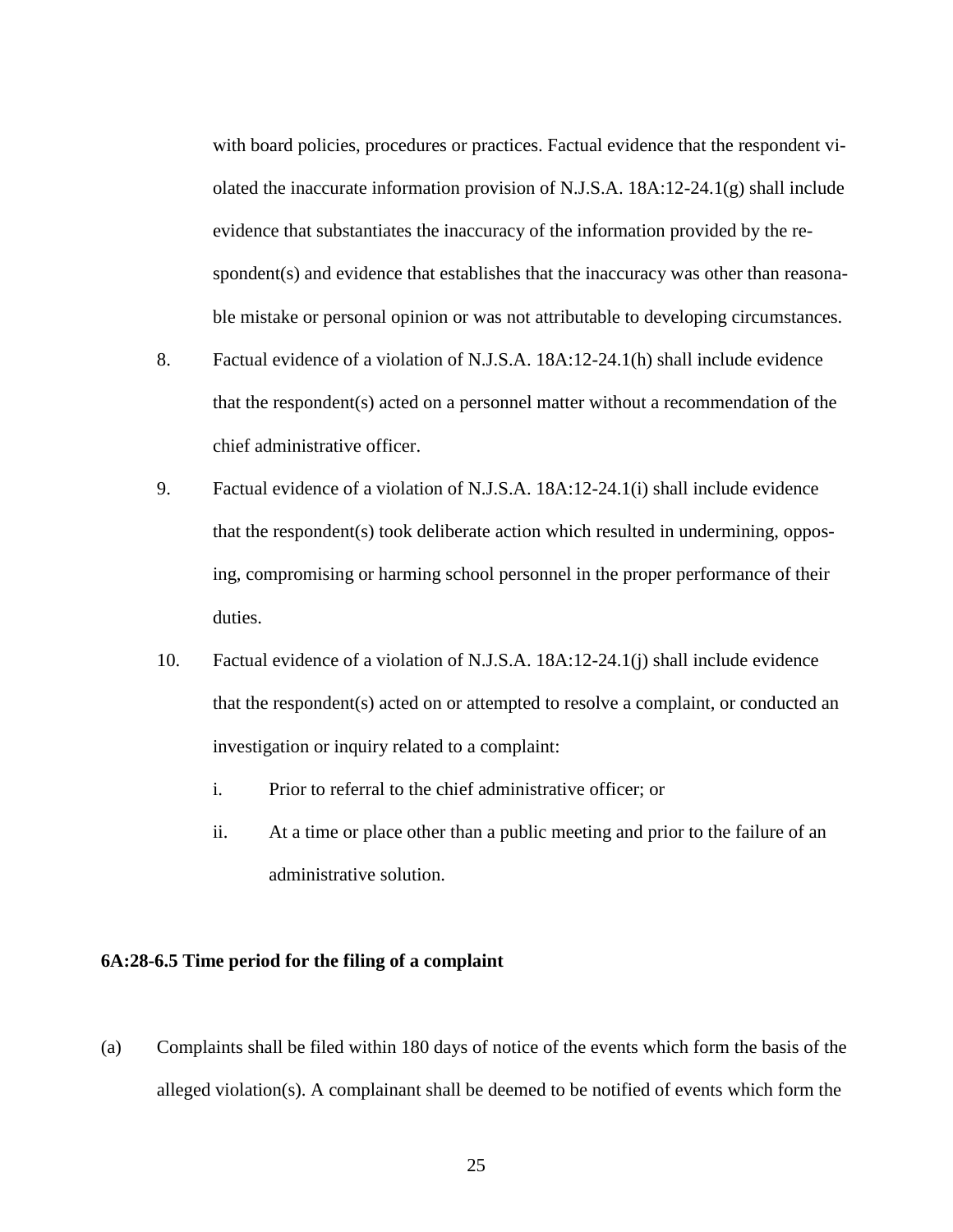with board policies, procedures or practices. Factual evidence that the respondent violated the inaccurate information provision of N.J.S.A. 18A:12-24.1(g) shall include evidence that substantiates the inaccuracy of the information provided by the respondent(s) and evidence that establishes that the inaccuracy was other than reasonable mistake or personal opinion or was not attributable to developing circumstances.

8. Factual evidence of a violation of N.J.S.A. 18A:12-24.1(h) shall include evidence that the respondent(s) acted on a personnel matter without a recommendation of the chief administrative officer.

9. Factual evidence of a violation of N.J.S.A. 18A:12-24.1(i) shall include evidence that the respondent(s) took deliberate action which resulted in undermining, opposing, compromising or harming school personnel in the proper performance of their duties.

10. Factual evidence of a violation of N.J.S.A. 18A:12-24.1(j) shall include evidence that the respondent(s) acted on or attempted to resolve a complaint, or conducted an investigation or inquiry related to a complaint:

    i. Prior to referral to the chief administrative officer; or

    ii. At a time or place other than a public meeting and prior to the failure of an administrative solution.

**6A:28-6.5 Time period for the filing of a complaint**

(a) Complaints shall be filed within 180 days of notice of the events which form the basis of the alleged violation(s). A complainant shall be deemed to be notified of events which form the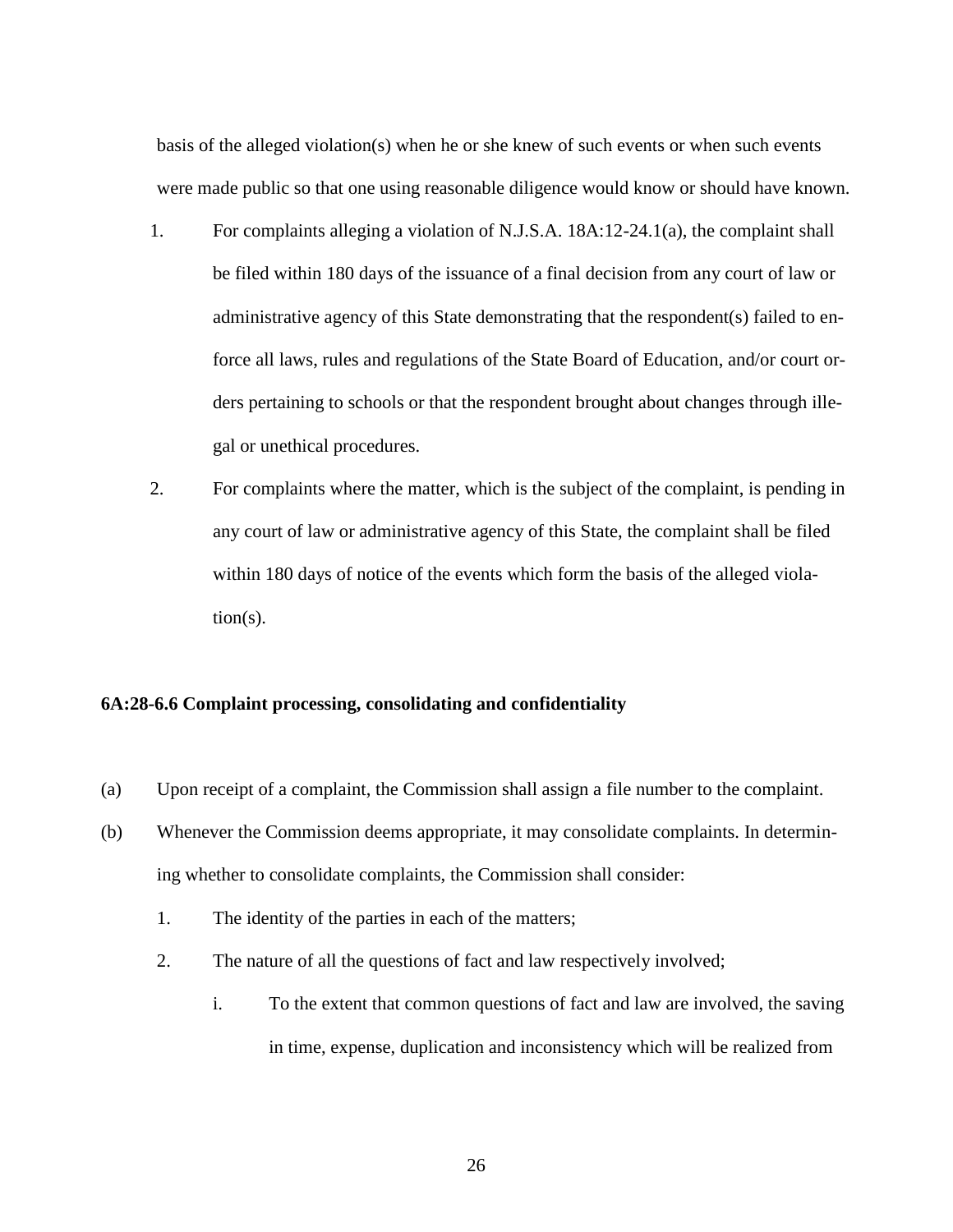basis of the alleged violation(s) when he or she knew of such events or when such events were made public so that one using reasonable diligence would know or should have known.

1. For complaints alleging a violation of N.J.S.A. 18A:12-24.1(a), the complaint shall be filed within 180 days of the issuance of a final decision from any court of law or administrative agency of this State demonstrating that the respondent(s) failed to enforce all laws, rules and regulations of the State Board of Education, and/or court orders pertaining to schools or that the respondent brought about changes through illegal or unethical procedures.

2. For complaints where the matter, which is the subject of the complaint, is pending in any court of law or administrative agency of this State, the complaint shall be filed within 180 days of notice of the events which form the basis of the alleged violation(s).

**6A:28-6.6 Complaint processing, consolidating and confidentiality**

(a) Upon receipt of a complaint, the Commission shall assign a file number to the complaint.

(b) Whenever the Commission deems appropriate, it may consolidate complaints. In determining whether to consolidate complaints, the Commission shall consider:

1. The identity of the parties in each of the matters;

2. The nature of all the questions of fact and law respectively involved;

    i. To the extent that common questions of fact and law are involved, the saving in time, expense, duplication and inconsistency which will be realized from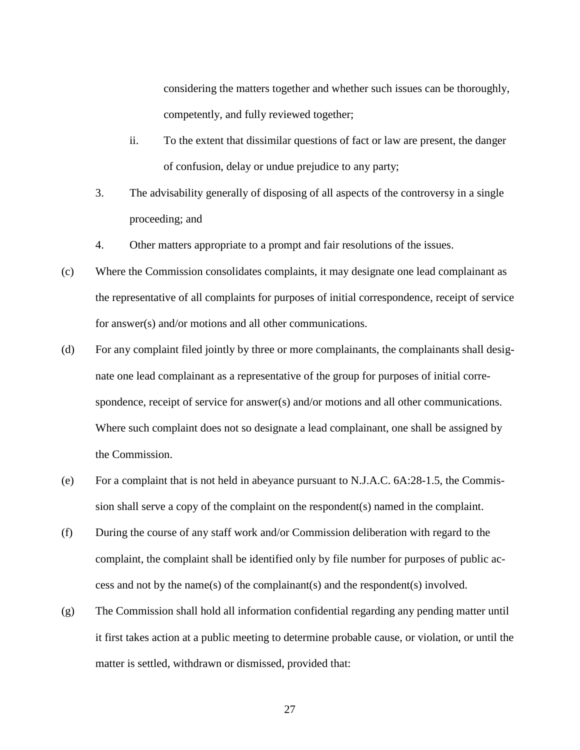considering the matters together and whether such issues can be thoroughly, competently, and fully reviewed together;

ii. To the extent that dissimilar questions of fact or law are present, the danger of confusion, delay or undue prejudice to any party;

3. The advisability generally of disposing of all aspects of the controversy in a single proceeding; and

4. Other matters appropriate to a prompt and fair resolutions of the issues.

(c) Where the Commission consolidates complaints, it may designate one lead complainant as the representative of all complaints for purposes of initial correspondence, receipt of service for answer(s) and/or motions and all other communications.

(d) For any complaint filed jointly by three or more complainants, the complainants shall designate one lead complainant as a representative of the group for purposes of initial correspondence, receipt of service for answer(s) and/or motions and all other communications. Where such complaint does not so designate a lead complainant, one shall be assigned by the Commission.

(e) For a complaint that is not held in abeyance pursuant to N.J.A.C. 6A:28-1.5, the Commission shall serve a copy of the complaint on the respondent(s) named in the complaint.

(f) During the course of any staff work and/or Commission deliberation with regard to the complaint, the complaint shall be identified only by file number for purposes of public access and not by the name(s) of the complainant(s) and the respondent(s) involved.

(g) The Commission shall hold all information confidential regarding any pending matter until it first takes action at a public meeting to determine probable cause, or violation, or until the matter is settled, withdrawn or dismissed, provided that: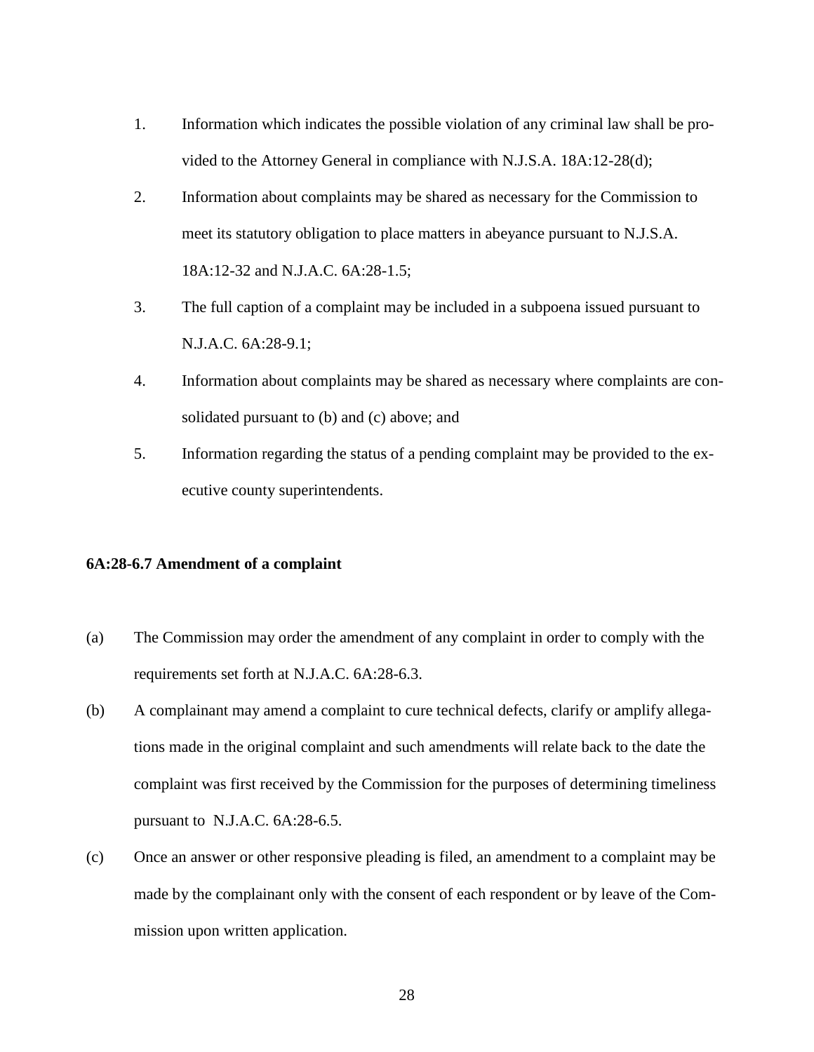1. Information which indicates the possible violation of any criminal law shall be provided to the Attorney General in compliance with N.J.S.A. 18A:12-28(d);
2. Information about complaints may be shared as necessary for the Commission to meet its statutory obligation to place matters in abeyance pursuant to N.J.S.A. 18A:12-32 and N.J.A.C. 6A:28-1.5;
3. The full caption of a complaint may be included in a subpoena issued pursuant to N.J.A.C. 6A:28-9.1;
4. Information about complaints may be shared as necessary where complaints are consolidated pursuant to (b) and (c) above; and
5. Information regarding the status of a pending complaint may be provided to the executive county superintendents.

**6A:28-6.7 Amendment of a complaint**

(a) The Commission may order the amendment of any complaint in order to comply with the requirements set forth at N.J.A.C. 6A:28-6.3.

(b) A complainant may amend a complaint to cure technical defects, clarify or amplify allegations made in the original complaint and such amendments will relate back to the date the complaint was first received by the Commission for the purposes of determining timeliness pursuant to N.J.A.C. 6A:28-6.5.

(c) Once an answer or other responsive pleading is filed, an amendment to a complaint may be made by the complainant only with the consent of each respondent or by leave of the Commission upon written application.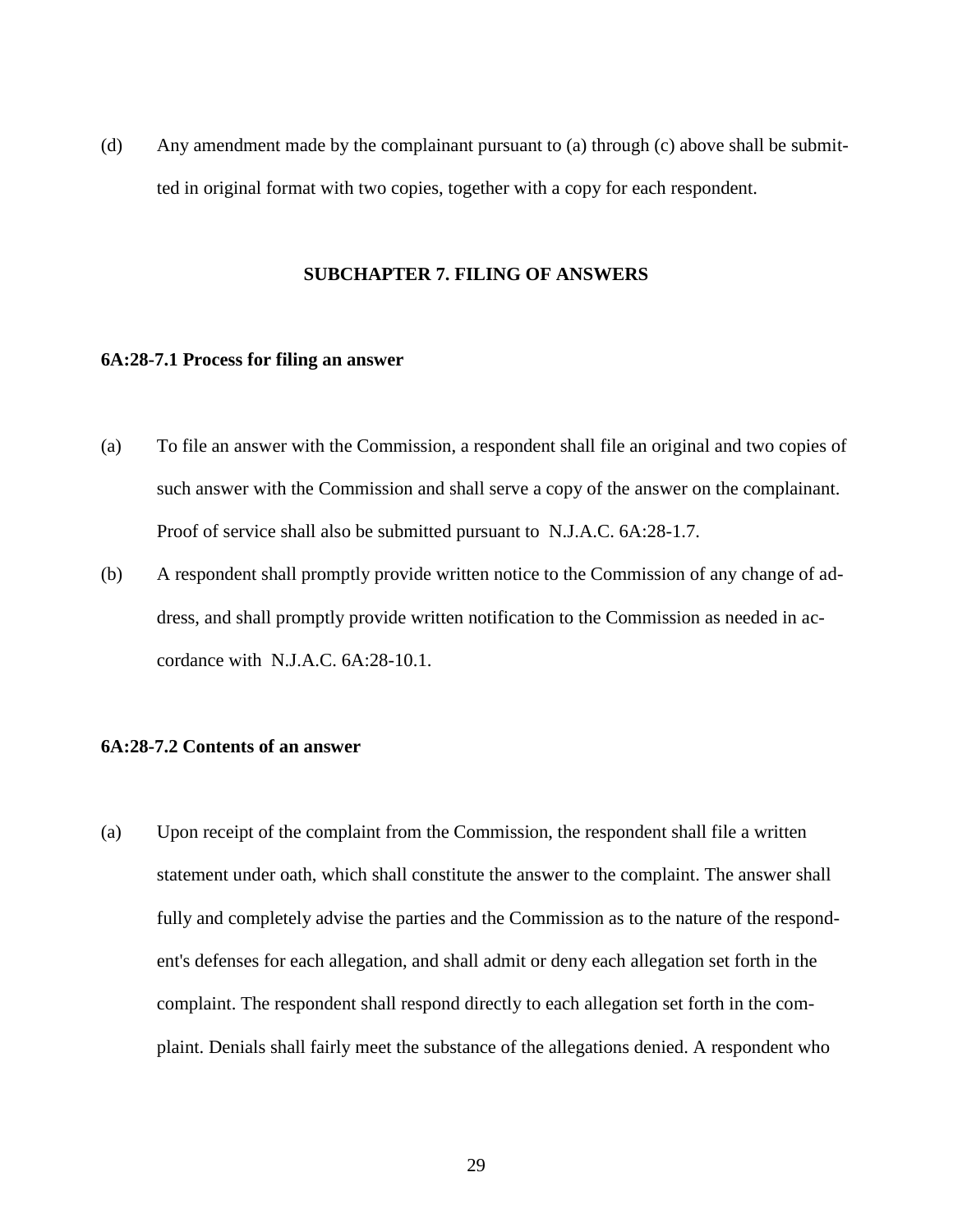(d) Any amendment made by the complainant pursuant to (a) through (c) above shall be submitted in original format with two copies, together with a copy for each respondent.

## SUBCHAPTER 7. FILING OF ANSWERS

### 6A:28-7.1 Process for filing an answer

(a) To file an answer with the Commission, a respondent shall file an original and two copies of such answer with the Commission and shall serve a copy of the answer on the complainant. Proof of service shall also be submitted pursuant to N.J.A.C. 6A:28-1.7.

(b) A respondent shall promptly provide written notice to the Commission of any change of address, and shall promptly provide written notification to the Commission as needed in accordance with N.J.A.C. 6A:28-10.1.

### 6A:28-7.2 Contents of an answer

(a) Upon receipt of the complaint from the Commission, the respondent shall file a written statement under oath, which shall constitute the answer to the complaint. The answer shall fully and completely advise the parties and the Commission as to the nature of the respondent's defenses for each allegation, and shall admit or deny each allegation set forth in the complaint. The respondent shall respond directly to each allegation set forth in the complaint. Denials shall fairly meet the substance of the allegations denied. A respondent who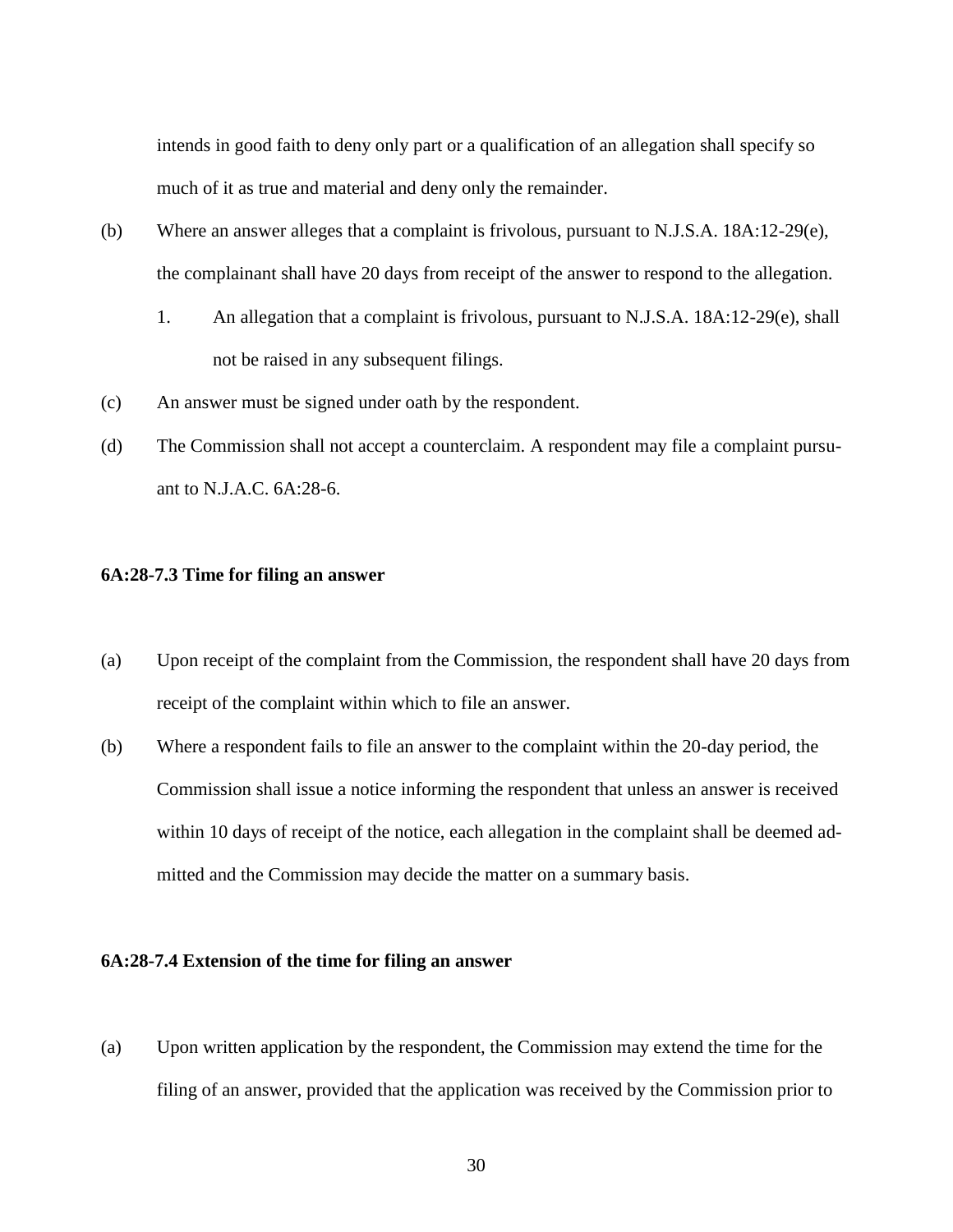intends in good faith to deny only part or a qualification of an allegation shall specify so much of it as true and material and deny only the remainder.

(b) Where an answer alleges that a complaint is frivolous, pursuant to N.J.S.A. 18A:12-29(e), the complainant shall have 20 days from receipt of the answer to respond to the allegation.

1. An allegation that a complaint is frivolous, pursuant to N.J.S.A. 18A:12-29(e), shall not be raised in any subsequent filings.

(c) An answer must be signed under oath by the respondent.

(d) The Commission shall not accept a counterclaim. A respondent may file a complaint pursuant to N.J.A.C. 6A:28-6.

**6A:28-7.3 Time for filing an answer**

(a) Upon receipt of the complaint from the Commission, the respondent shall have 20 days from receipt of the complaint within which to file an answer.

(b) Where a respondent fails to file an answer to the complaint within the 20-day period, the Commission shall issue a notice informing the respondent that unless an answer is received within 10 days of receipt of the notice, each allegation in the complaint shall be deemed admitted and the Commission may decide the matter on a summary basis.

**6A:28-7.4 Extension of the time for filing an answer**

(a) Upon written application by the respondent, the Commission may extend the time for the filing of an answer, provided that the application was received by the Commission prior to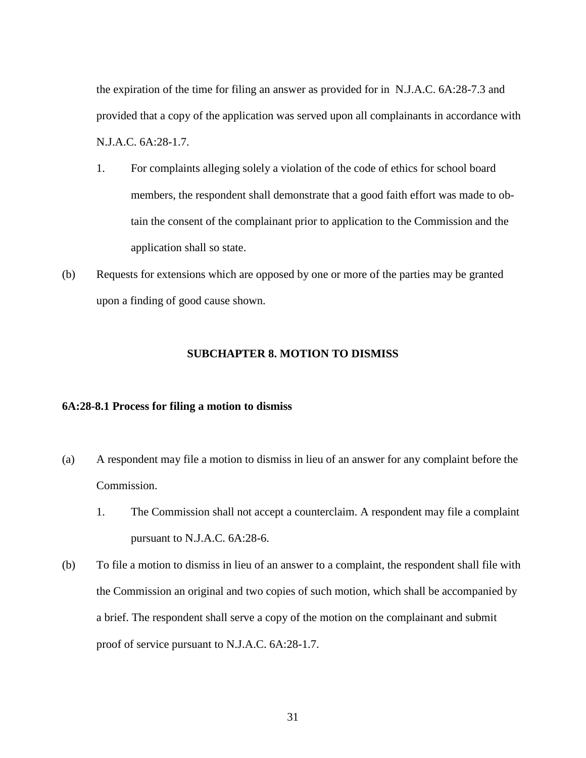the expiration of the time for filing an answer as provided for in N.J.A.C. 6A:28-7.3 and provided that a copy of the application was served upon all complainants in accordance with N.J.A.C. 6A:28-1.7.

1. For complaints alleging solely a violation of the code of ethics for school board members, the respondent shall demonstrate that a good faith effort was made to obtain the consent of the complainant prior to application to the Commission and the application shall so state.

(b) Requests for extensions which are opposed by one or more of the parties may be granted upon a finding of good cause shown.

## SUBCHAPTER 8. MOTION TO DISMISS

### 6A:28-8.1 Process for filing a motion to dismiss

(a) A respondent may file a motion to dismiss in lieu of an answer for any complaint before the Commission.

1. The Commission shall not accept a counterclaim. A respondent may file a complaint pursuant to N.J.A.C. 6A:28-6.

(b) To file a motion to dismiss in lieu of an answer to a complaint, the respondent shall file with the Commission an original and two copies of such motion, which shall be accompanied by a brief. The respondent shall serve a copy of the motion on the complainant and submit proof of service pursuant to N.J.A.C. 6A:28-1.7.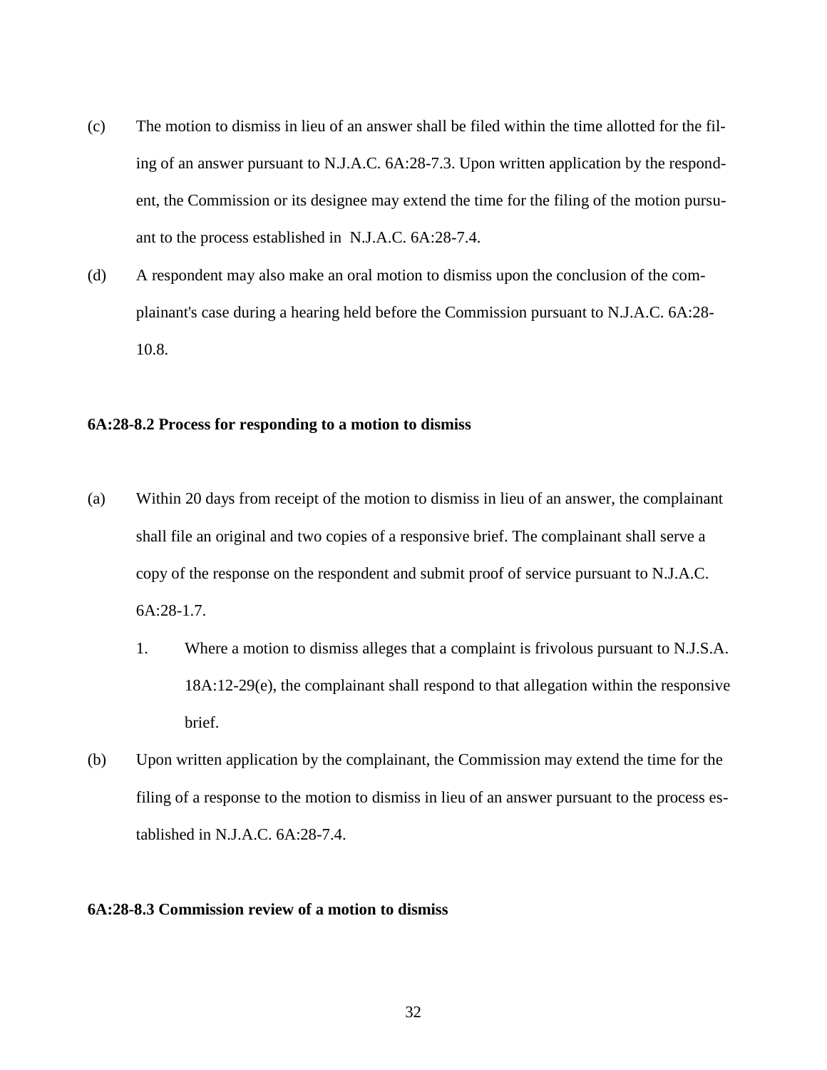(c) The motion to dismiss in lieu of an answer shall be filed within the time allotted for the filing of an answer pursuant to N.J.A.C. 6A:28-7.3. Upon written application by the respondent, the Commission or its designee may extend the time for the filing of the motion pursuant to the process established in N.J.A.C. 6A:28-7.4.

(d) A respondent may also make an oral motion to dismiss upon the conclusion of the complainant's case during a hearing held before the Commission pursuant to N.J.A.C. 6A:28-10.8.

**6A:28-8.2 Process for responding to a motion to dismiss**

(a) Within 20 days from receipt of the motion to dismiss in lieu of an answer, the complainant shall file an original and two copies of a responsive brief. The complainant shall serve a copy of the response on the respondent and submit proof of service pursuant to N.J.A.C. 6A:28-1.7.

  1. Where a motion to dismiss alleges that a complaint is frivolous pursuant to N.J.S.A. 18A:12-29(e), the complainant shall respond to that allegation within the responsive brief.

(b) Upon written application by the complainant, the Commission may extend the time for the filing of a response to the motion to dismiss in lieu of an answer pursuant to the process established in N.J.A.C. 6A:28-7.4.

**6A:28-8.3 Commission review of a motion to dismiss**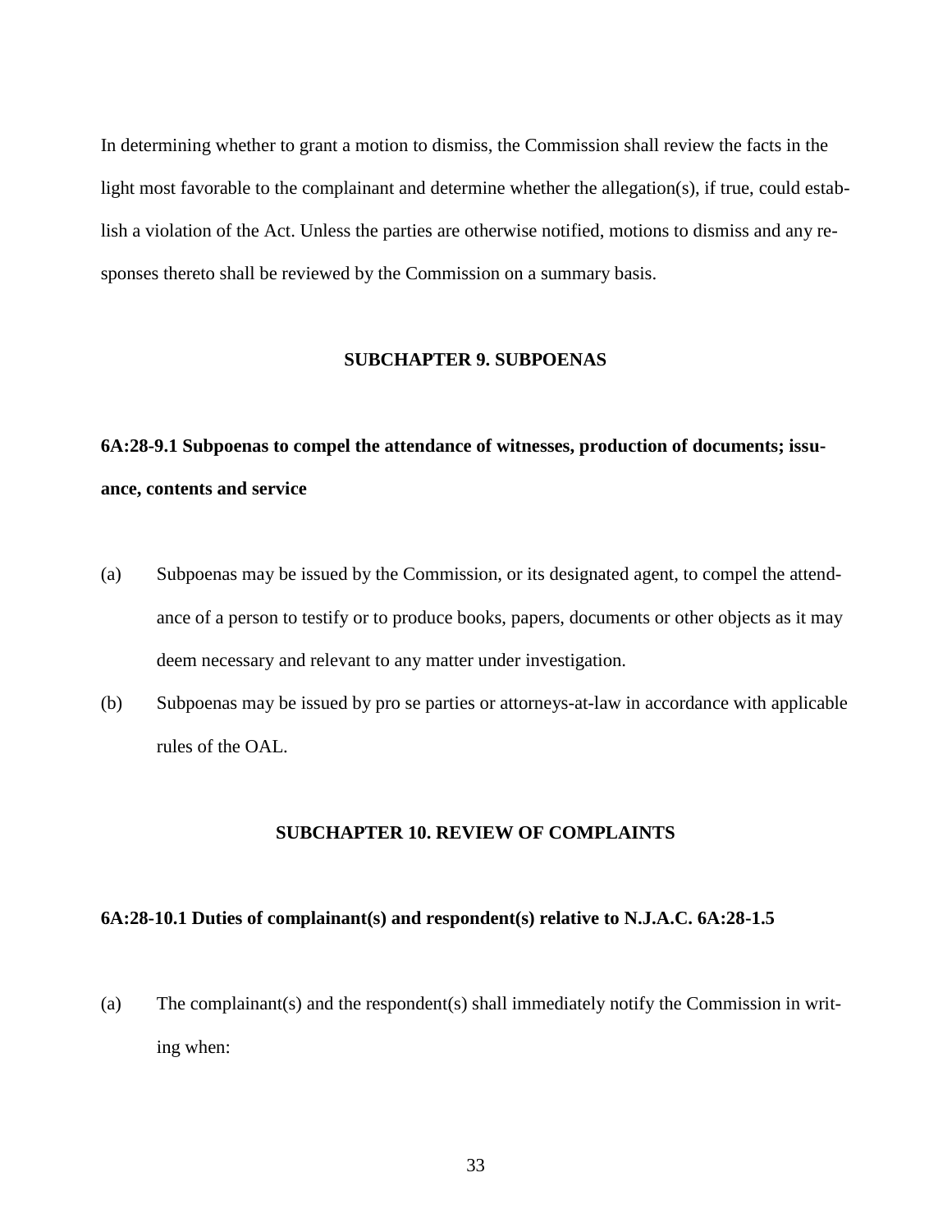In determining whether to grant a motion to dismiss, the Commission shall review the facts in the light most favorable to the complainant and determine whether the allegation(s), if true, could establish a violation of the Act. Unless the parties are otherwise notified, motions to dismiss and any responses thereto shall be reviewed by the Commission on a summary basis.

## SUBCHAPTER 9. SUBPOENAS

### 6A:28-9.1 Subpoenas to compel the attendance of witnesses, production of documents; issuance, contents and service

(a) Subpoenas may be issued by the Commission, or its designated agent, to compel the attendance of a person to testify or to produce books, papers, documents or other objects as it may deem necessary and relevant to any matter under investigation.

(b) Subpoenas may be issued by pro se parties or attorneys-at-law in accordance with applicable rules of the OAL.

## SUBCHAPTER 10. REVIEW OF COMPLAINTS

### 6A:28-10.1 Duties of complainant(s) and respondent(s) relative to N.J.A.C. 6A:28-1.5

(a) The complainant(s) and the respondent(s) shall immediately notify the Commission in writing when: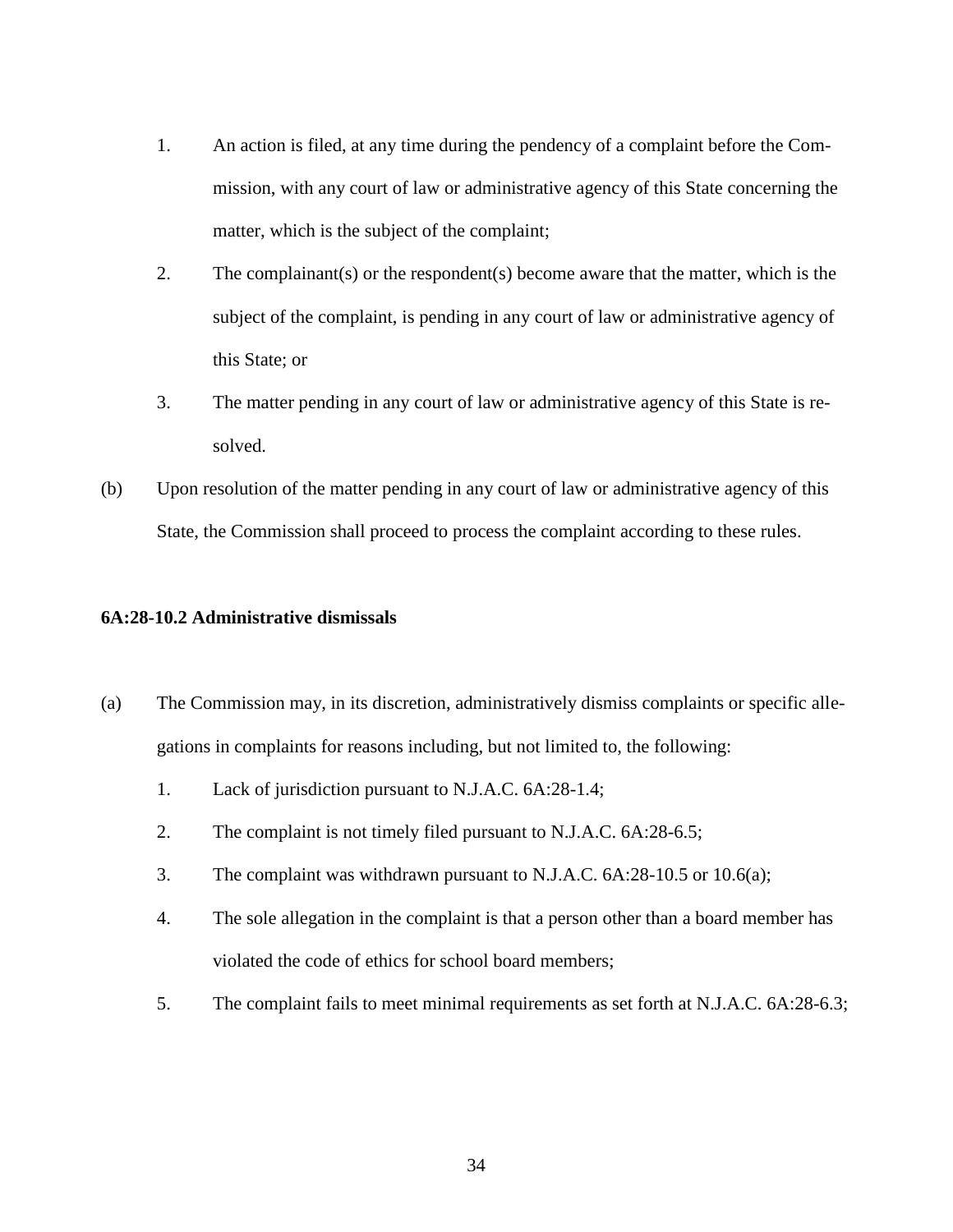1. An action is filed, at any time during the pendency of a complaint before the Commission, with any court of law or administrative agency of this State concerning the matter, which is the subject of the complaint;
2. The complainant(s) or the respondent(s) become aware that the matter, which is the subject of the complaint, is pending in any court of law or administrative agency of this State; or
3. The matter pending in any court of law or administrative agency of this State is resolved.

(b) Upon resolution of the matter pending in any court of law or administrative agency of this State, the Commission shall proceed to process the complaint according to these rules.

**6A:28-10.2 Administrative dismissals**

(a) The Commission may, in its discretion, administratively dismiss complaints or specific allegations in complaints for reasons including, but not limited to, the following:

1. Lack of jurisdiction pursuant to N.J.A.C. 6A:28-1.4;
2. The complaint is not timely filed pursuant to N.J.A.C. 6A:28-6.5;
3. The complaint was withdrawn pursuant to N.J.A.C. 6A:28-10.5 or 10.6(a);
4. The sole allegation in the complaint is that a person other than a board member has violated the code of ethics for school board members;
5. The complaint fails to meet minimal requirements as set forth at N.J.A.C. 6A:28-6.3;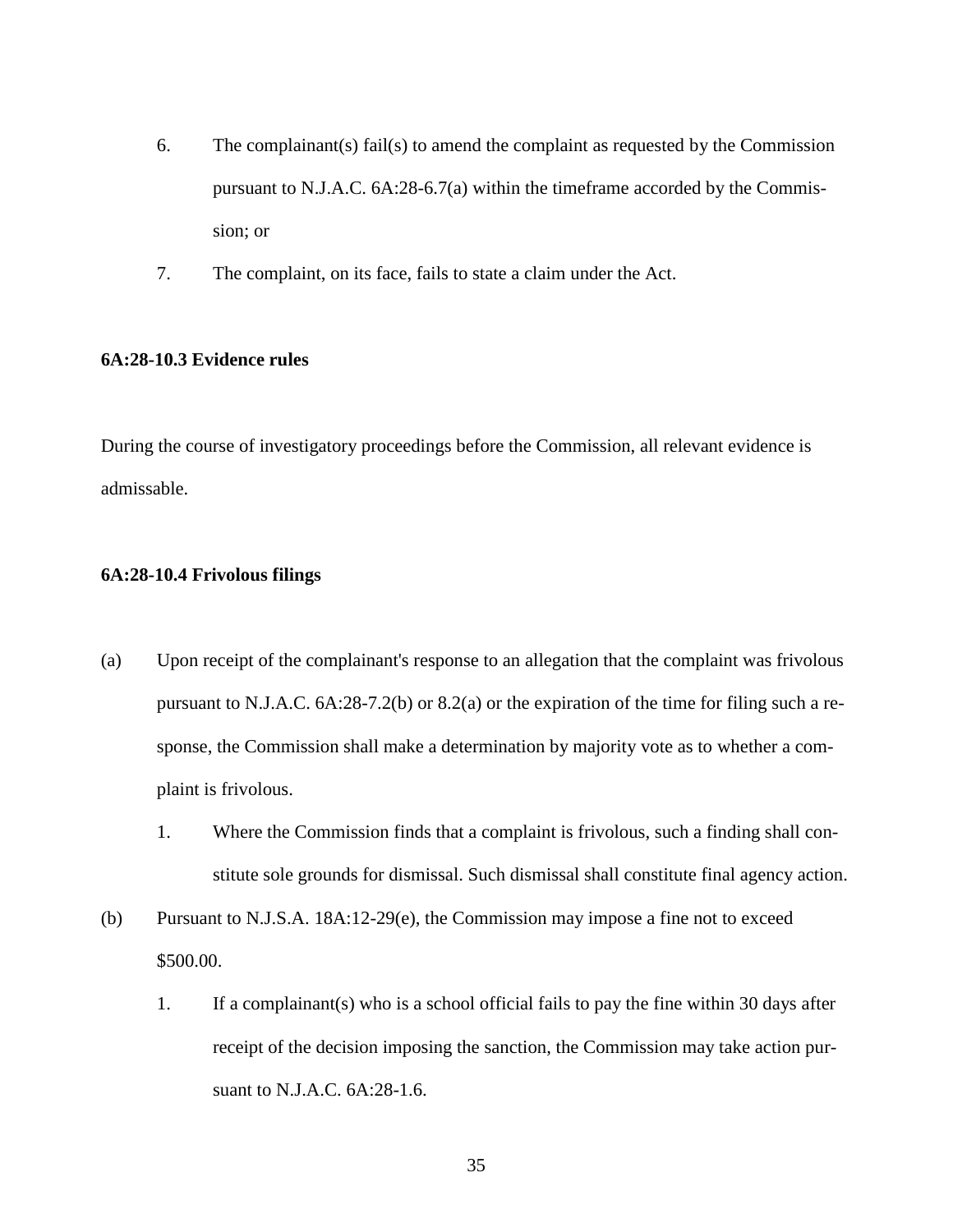6. The complainant(s) fail(s) to amend the complaint as requested by the Commission pursuant to N.J.A.C. 6A:28-6.7(a) within the timeframe accorded by the Commission; or

7. The complaint, on its face, fails to state a claim under the Act.

### 6A:28-10.3 Evidence rules

During the course of investigatory proceedings before the Commission, all relevant evidence is admissable.

### 6A:28-10.4 Frivolous filings

(a) Upon receipt of the complainant's response to an allegation that the complaint was frivolous pursuant to N.J.A.C. 6A:28-7.2(b) or 8.2(a) or the expiration of the time for filing such a response, the Commission shall make a determination by majority vote as to whether a complaint is frivolous.

   1. Where the Commission finds that a complaint is frivolous, such a finding shall constitute sole grounds for dismissal. Such dismissal shall constitute final agency action.

(b) Pursuant to N.J.S.A. 18A:12-29(e), the Commission may impose a fine not to exceed $500.00.

   1. If a complainant(s) who is a school official fails to pay the fine within 30 days after receipt of the decision imposing the sanction, the Commission may take action pursuant to N.J.A.C. 6A:28-1.6.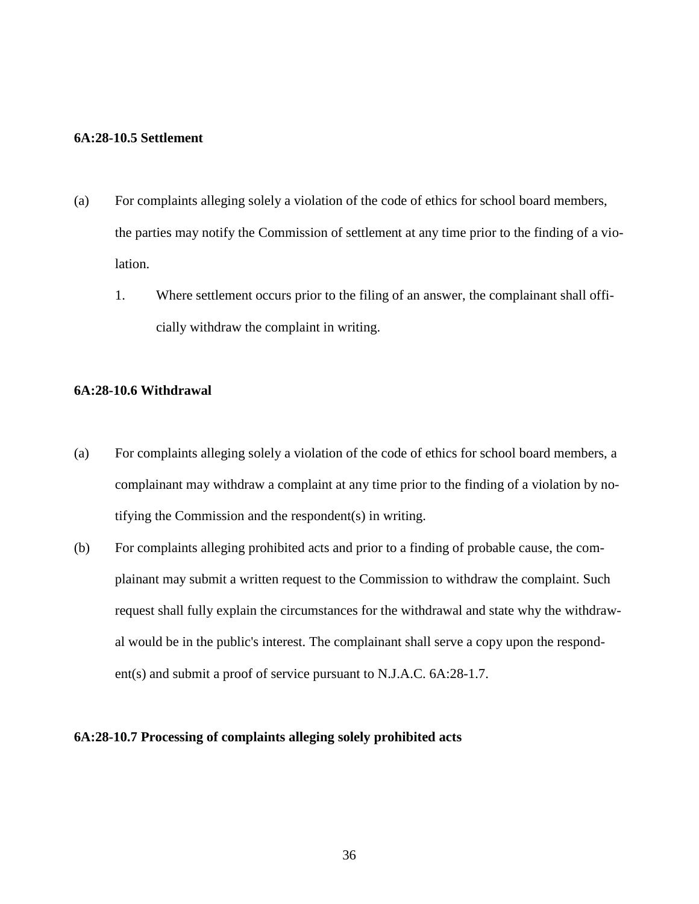**6A:28-10.5 Settlement**

(a) For complaints alleging solely a violation of the code of ethics for school board members, the parties may notify the Commission of settlement at any time prior to the finding of a violation.

1. Where settlement occurs prior to the filing of an answer, the complainant shall officially withdraw the complaint in writing.

**6A:28-10.6 Withdrawal**

(a) For complaints alleging solely a violation of the code of ethics for school board members, a complainant may withdraw a complaint at any time prior to the finding of a violation by notifying the Commission and the respondent(s) in writing.

(b) For complaints alleging prohibited acts and prior to a finding of probable cause, the complainant may submit a written request to the Commission to withdraw the complaint. Such request shall fully explain the circumstances for the withdrawal and state why the withdrawal would be in the public's interest. The complainant shall serve a copy upon the respondent(s) and submit a proof of service pursuant to N.J.A.C. 6A:28-1.7.

**6A:28-10.7 Processing of complaints alleging solely prohibited acts**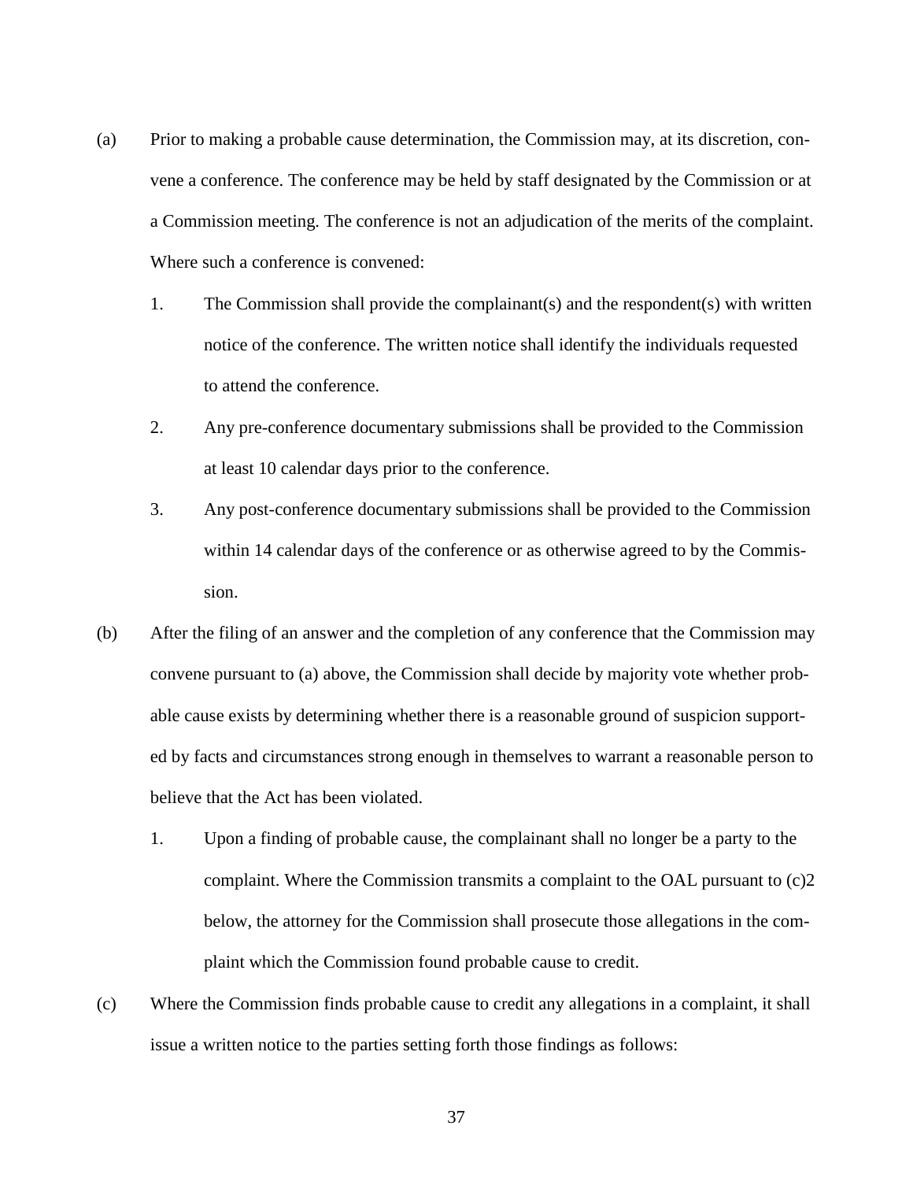(a) Prior to making a probable cause determination, the Commission may, at its discretion, convene a conference. The conference may be held by staff designated by the Commission or at a Commission meeting. The conference is not an adjudication of the merits of the complaint. Where such a conference is convened:

   1. The Commission shall provide the complainant(s) and the respondent(s) with written notice of the conference. The written notice shall identify the individuals requested to attend the conference.

   2. Any pre-conference documentary submissions shall be provided to the Commission at least 10 calendar days prior to the conference.

   3. Any post-conference documentary submissions shall be provided to the Commission within 14 calendar days of the conference or as otherwise agreed to by the Commission.

(b) After the filing of an answer and the completion of any conference that the Commission may convene pursuant to (a) above, the Commission shall decide by majority vote whether probable cause exists by determining whether there is a reasonable ground of suspicion supported by facts and circumstances strong enough in themselves to warrant a reasonable person to believe that the Act has been violated.

   1. Upon a finding of probable cause, the complainant shall no longer be a party to the complaint. Where the Commission transmits a complaint to the OAL pursuant to (c)2 below, the attorney for the Commission shall prosecute those allegations in the complaint which the Commission found probable cause to credit.

(c) Where the Commission finds probable cause to credit any allegations in a complaint, it shall issue a written notice to the parties setting forth those findings as follows: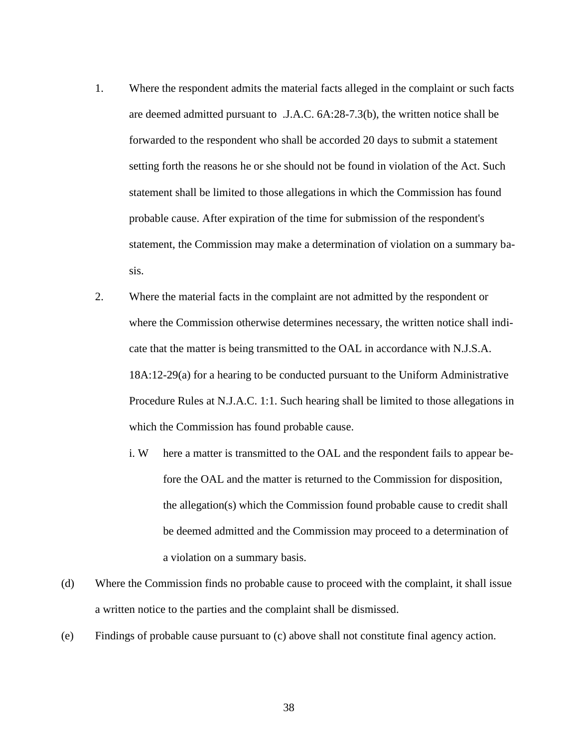1. Where the respondent admits the material facts alleged in the complaint or such facts are deemed admitted pursuant to .J.A.C. 6A:28-7.3(b), the written notice shall be forwarded to the respondent who shall be accorded 20 days to submit a statement setting forth the reasons he or she should not be found in violation of the Act. Such statement shall be limited to those allegations in which the Commission has found probable cause. After expiration of the time for submission of the respondent's statement, the Commission may make a determination of violation on a summary basis.

2. Where the material facts in the complaint are not admitted by the respondent or where the Commission otherwise determines necessary, the written notice shall indicate that the matter is being transmitted to the OAL in accordance with N.J.S.A. 18A:12-29(a) for a hearing to be conducted pursuant to the Uniform Administrative Procedure Rules at N.J.A.C. 1:1. Such hearing shall be limited to those allegations in which the Commission has found probable cause.

   i. Where a matter is transmitted to the OAL and the respondent fails to appear before the OAL and the matter is returned to the Commission for disposition, the allegation(s) which the Commission found probable cause to credit shall be deemed admitted and the Commission may proceed to a determination of a violation on a summary basis.

(d) Where the Commission finds no probable cause to proceed with the complaint, it shall issue a written notice to the parties and the complaint shall be dismissed.

(e) Findings of probable cause pursuant to (c) above shall not constitute final agency action.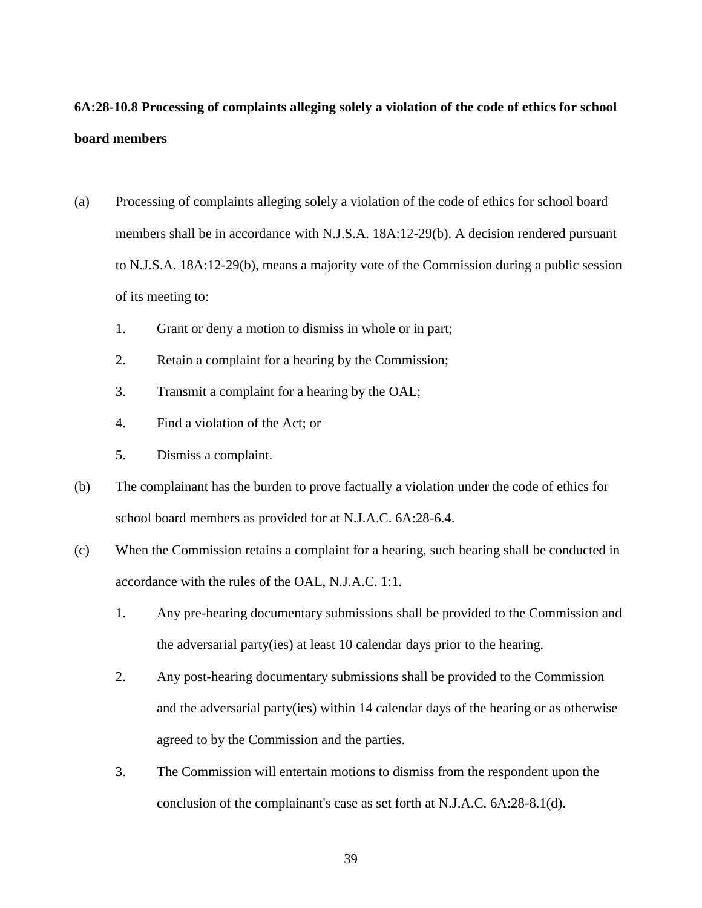**6A:28-10.8 Processing of complaints alleging solely a violation of the code of ethics for school board members**

(a) Processing of complaints alleging solely a violation of the code of ethics for school board members shall be in accordance with N.J.S.A. 18A:12-29(b). A decision rendered pursuant to N.J.S.A. 18A:12-29(b), means a majority vote of the Commission during a public session of its meeting to:

1. Grant or deny a motion to dismiss in whole or in part;
2. Retain a complaint for a hearing by the Commission;
3. Transmit a complaint for a hearing by the OAL;
4. Find a violation of the Act; or
5. Dismiss a complaint.

(b) The complainant has the burden to prove factually a violation under the code of ethics for school board members as provided for at N.J.A.C. 6A:28-6.4.

(c) When the Commission retains a complaint for a hearing, such hearing shall be conducted in accordance with the rules of the OAL, N.J.A.C. 1:1.

1. Any pre-hearing documentary submissions shall be provided to the Commission and the adversarial party(ies) at least 10 calendar days prior to the hearing.
2. Any post-hearing documentary submissions shall be provided to the Commission and the adversarial party(ies) within 14 calendar days of the hearing or as otherwise agreed to by the Commission and the parties.
3. The Commission will entertain motions to dismiss from the respondent upon the conclusion of the complainant's case as set forth at N.J.A.C. 6A:28-8.1(d).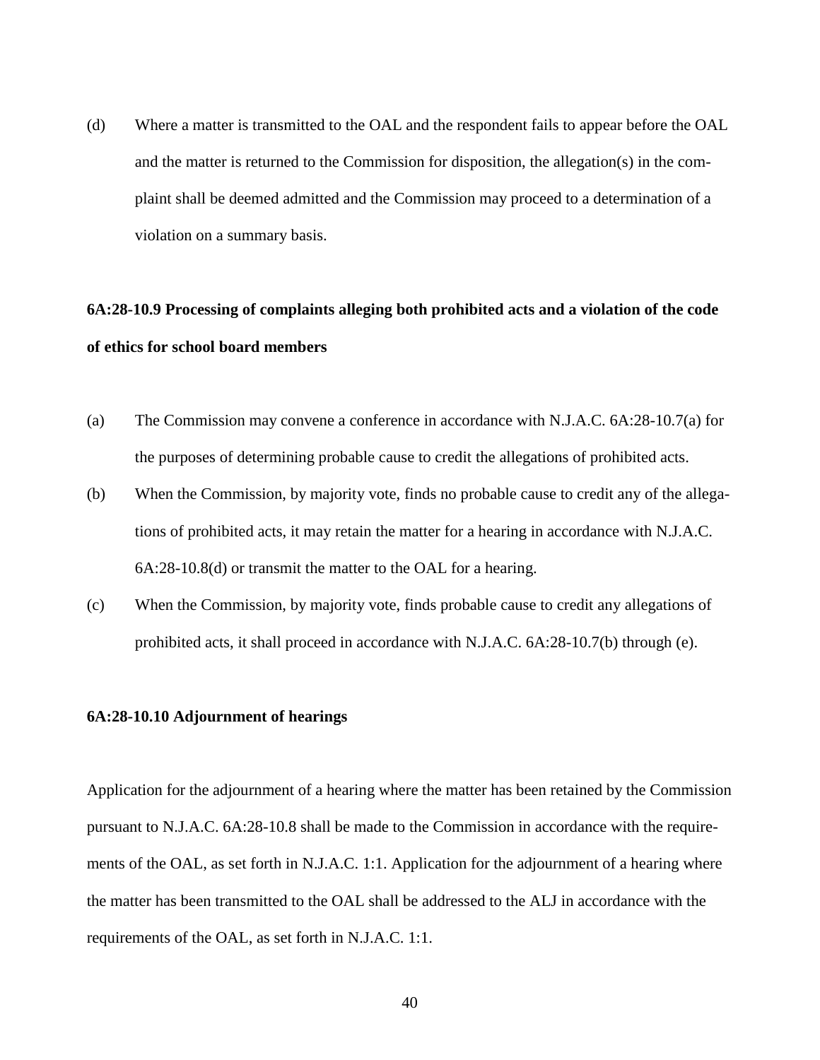(d) Where a matter is transmitted to the OAL and the respondent fails to appear before the OAL and the matter is returned to the Commission for disposition, the allegation(s) in the complaint shall be deemed admitted and the Commission may proceed to a determination of a violation on a summary basis.

**6A:28-10.9 Processing of complaints alleging both prohibited acts and a violation of the code of ethics for school board members**

(a) The Commission may convene a conference in accordance with N.J.A.C. 6A:28-10.7(a) for the purposes of determining probable cause to credit the allegations of prohibited acts.

(b) When the Commission, by majority vote, finds no probable cause to credit any of the allegations of prohibited acts, it may retain the matter for a hearing in accordance with N.J.A.C. 6A:28-10.8(d) or transmit the matter to the OAL for a hearing.

(c) When the Commission, by majority vote, finds probable cause to credit any allegations of prohibited acts, it shall proceed in accordance with N.J.A.C. 6A:28-10.7(b) through (e).

**6A:28-10.10 Adjournment of hearings**

Application for the adjournment of a hearing where the matter has been retained by the Commission pursuant to N.J.A.C. 6A:28-10.8 shall be made to the Commission in accordance with the requirements of the OAL, as set forth in N.J.A.C. 1:1. Application for the adjournment of a hearing where the matter has been transmitted to the OAL shall be addressed to the ALJ in accordance with the requirements of the OAL, as set forth in N.J.A.C. 1:1.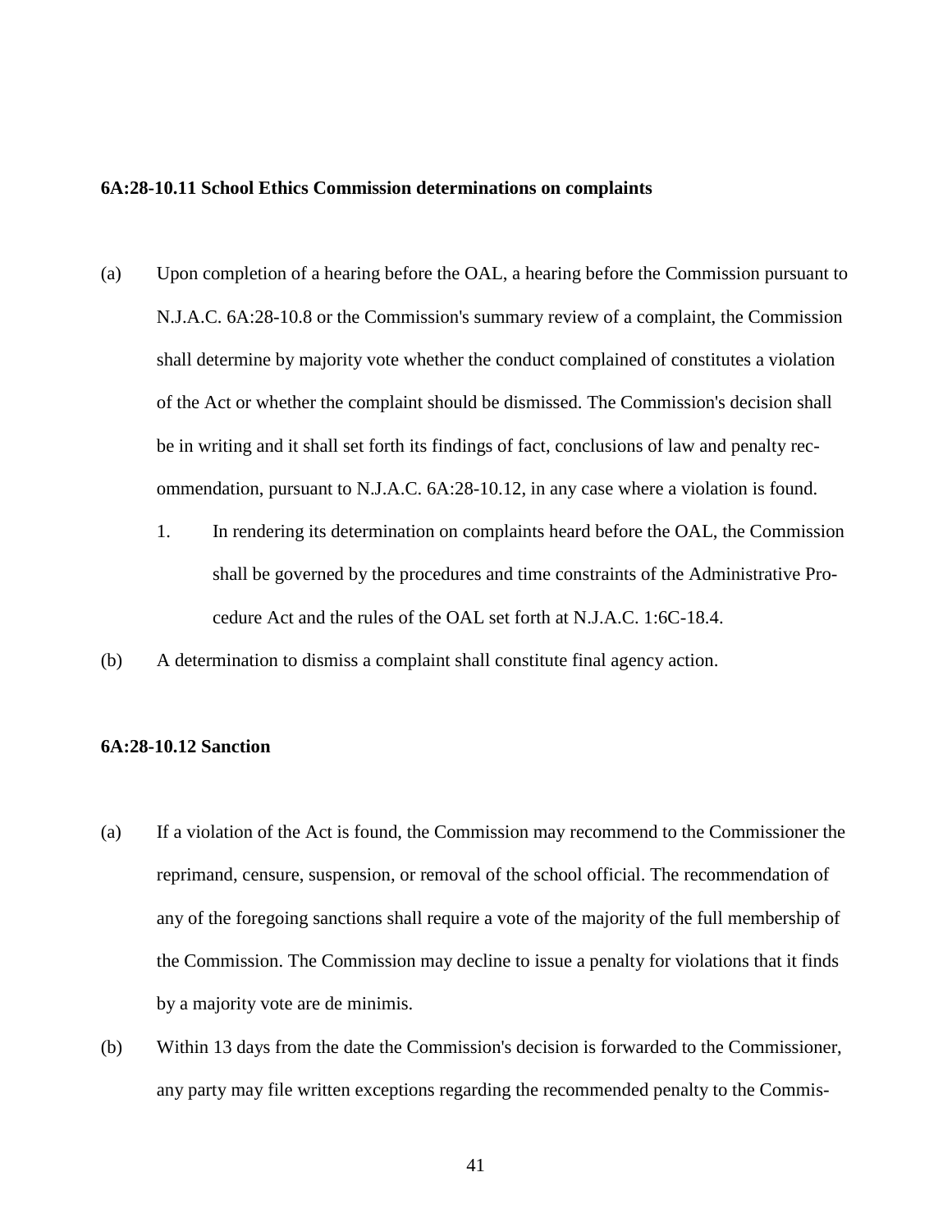**6A:28-10.11 School Ethics Commission determinations on complaints**

(a) Upon completion of a hearing before the OAL, a hearing before the Commission pursuant to N.J.A.C. 6A:28-10.8 or the Commission's summary review of a complaint, the Commission shall determine by majority vote whether the conduct complained of constitutes a violation of the Act or whether the complaint should be dismissed. The Commission's decision shall be in writing and it shall set forth its findings of fact, conclusions of law and penalty recommendation, pursuant to N.J.A.C. 6A:28-10.12, in any case where a violation is found.

1. In rendering its determination on complaints heard before the OAL, the Commission shall be governed by the procedures and time constraints of the Administrative Procedure Act and the rules of the OAL set forth at N.J.A.C. 1:6C-18.4.

(b) A determination to dismiss a complaint shall constitute final agency action.

**6A:28-10.12 Sanction**

(a) If a violation of the Act is found, the Commission may recommend to the Commissioner the reprimand, censure, suspension, or removal of the school official. The recommendation of any of the foregoing sanctions shall require a vote of the majority of the full membership of the Commission. The Commission may decline to issue a penalty for violations that it finds by a majority vote are de minimis.

(b) Within 13 days from the date the Commission's decision is forwarded to the Commissioner, any party may file written exceptions regarding the recommended penalty to the Commis-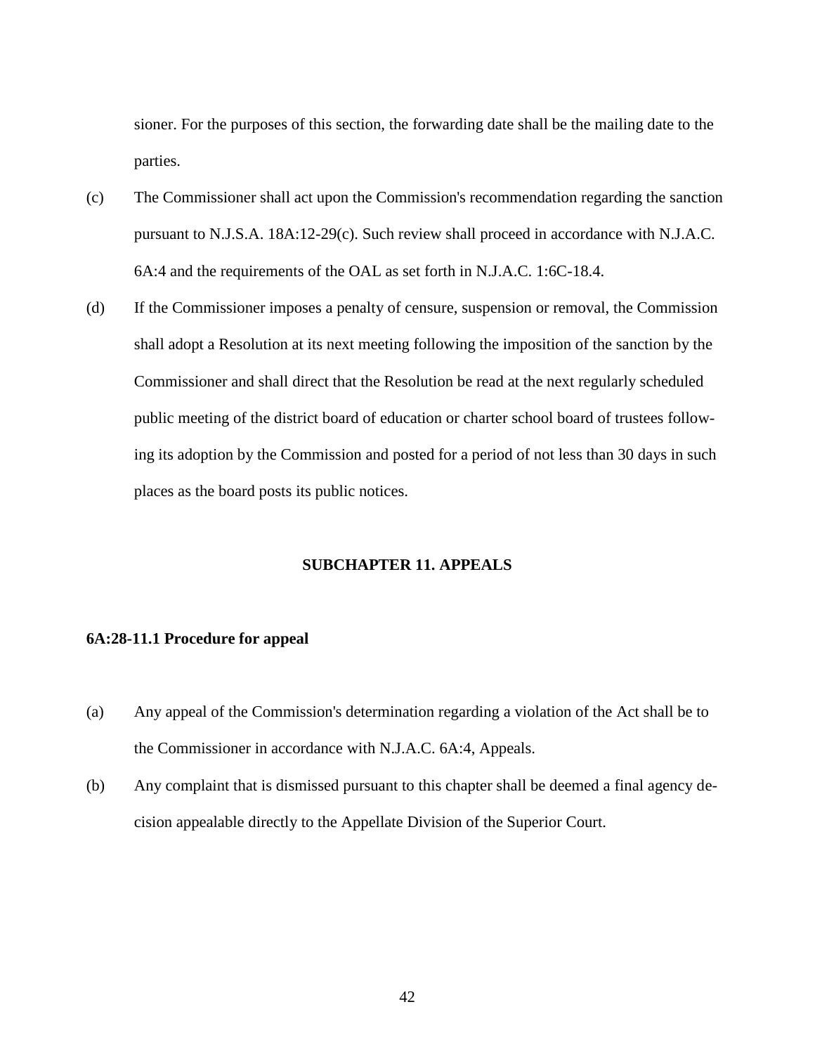sioner. For the purposes of this section, the forwarding date shall be the mailing date to the parties.

(c) The Commissioner shall act upon the Commission's recommendation regarding the sanction pursuant to N.J.S.A. 18A:12-29(c). Such review shall proceed in accordance with N.J.A.C. 6A:4 and the requirements of the OAL as set forth in N.J.A.C. 1:6C-18.4.

(d) If the Commissioner imposes a penalty of censure, suspension or removal, the Commission shall adopt a Resolution at its next meeting following the imposition of the sanction by the Commissioner and shall direct that the Resolution be read at the next regularly scheduled public meeting of the district board of education or charter school board of trustees following its adoption by the Commission and posted for a period of not less than 30 days in such places as the board posts its public notices.

## SUBCHAPTER 11. APPEALS

### 6A:28-11.1 Procedure for appeal

(a) Any appeal of the Commission's determination regarding a violation of the Act shall be to the Commissioner in accordance with N.J.A.C. 6A:4, Appeals.

(b) Any complaint that is dismissed pursuant to this chapter shall be deemed a final agency decision appealable directly to the Appellate Division of the Superior Court.